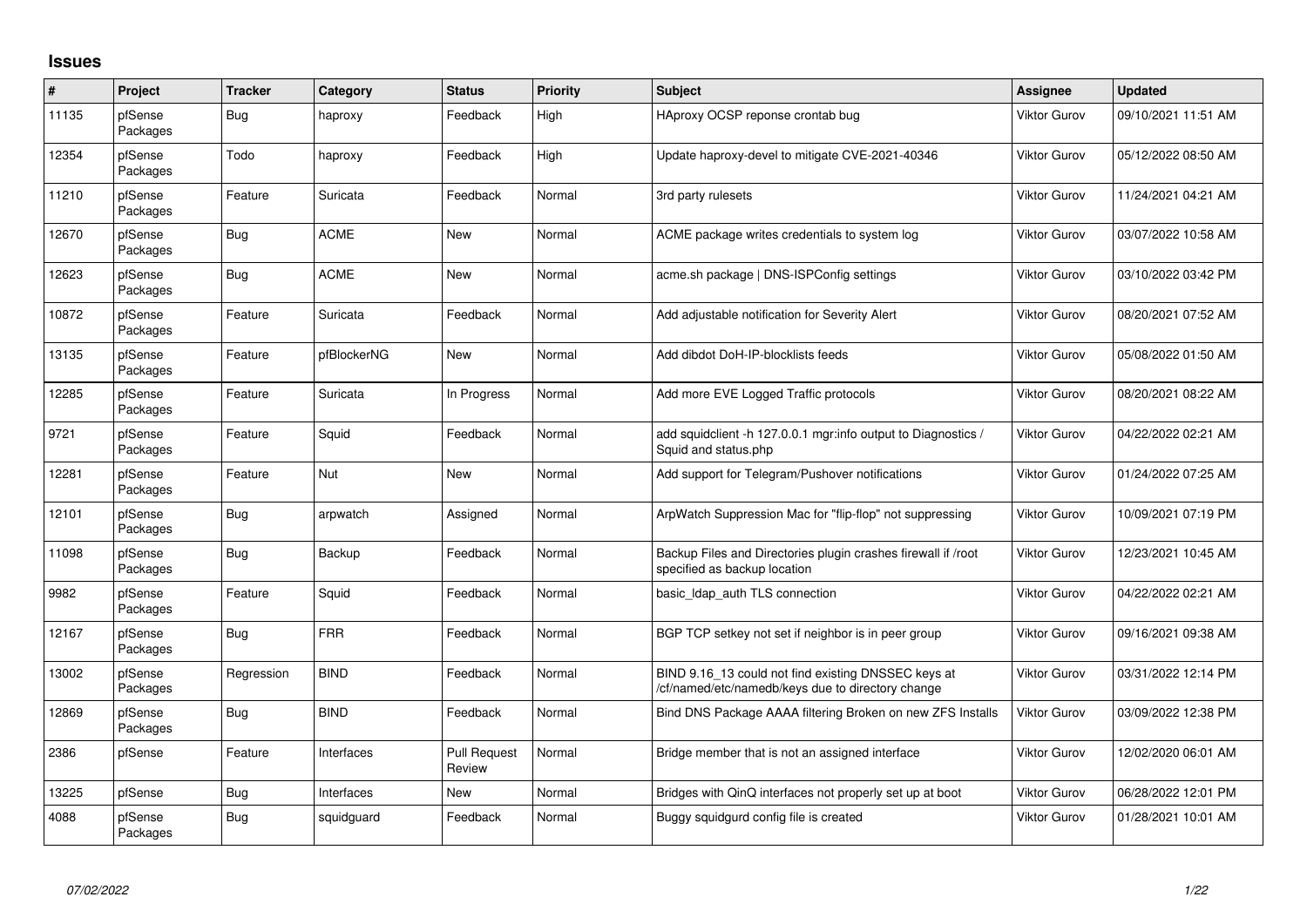# Issues

| # | Project | Tracker | Category | Status | Priority | Subject | Assignee | Updated |
|---|---|---|---|---|---|---|---|---|
| 11135 | pfSense Packages | Bug | haproxy | Feedback | High | HAproxy OCSP reponse crontab bug | Viktor Gurov | 09/10/2021 11:51 AM |
| 12354 | pfSense Packages | Todo | haproxy | Feedback | High | Update haproxy-devel to mitigate CVE-2021-40346 | Viktor Gurov | 05/12/2022 08:50 AM |
| 11210 | pfSense Packages | Feature | Suricata | Feedback | Normal | 3rd party rulesets | Viktor Gurov | 11/24/2021 04:21 AM |
| 12670 | pfSense Packages | Bug | ACME | New | Normal | ACME package writes credentials to system log | Viktor Gurov | 03/07/2022 10:58 AM |
| 12623 | pfSense Packages | Bug | ACME | New | Normal | acme.sh package \| DNS-ISPConfig settings | Viktor Gurov | 03/10/2022 03:42 PM |
| 10872 | pfSense Packages | Feature | Suricata | Feedback | Normal | Add adjustable notification for Severity Alert | Viktor Gurov | 08/20/2021 07:52 AM |
| 13135 | pfSense Packages | Feature | pfBlockerNG | New | Normal | Add dibdot DoH-IP-blocklists feeds | Viktor Gurov | 05/08/2022 01:50 AM |
| 12285 | pfSense Packages | Feature | Suricata | In Progress | Normal | Add more EVE Logged Traffic protocols | Viktor Gurov | 08/20/2021 08:22 AM |
| 9721 | pfSense Packages | Feature | Squid | Feedback | Normal | add squidclient -h 127.0.0.1 mgr:info output to Diagnostics / Squid and status.php | Viktor Gurov | 04/22/2022 02:21 AM |
| 12281 | pfSense Packages | Feature | Nut | New | Normal | Add support for Telegram/Pushover notifications | Viktor Gurov | 01/24/2022 07:25 AM |
| 12101 | pfSense Packages | Bug | arpwatch | Assigned | Normal | ArpWatch Suppression Mac for "flip-flop" not suppressing | Viktor Gurov | 10/09/2021 07:19 PM |
| 11098 | pfSense Packages | Bug | Backup | Feedback | Normal | Backup Files and Directories plugin crashes firewall if /root specified as backup location | Viktor Gurov | 12/23/2021 10:45 AM |
| 9982 | pfSense Packages | Feature | Squid | Feedback | Normal | basic_ldap_auth TLS connection | Viktor Gurov | 04/22/2022 02:21 AM |
| 12167 | pfSense Packages | Bug | FRR | Feedback | Normal | BGP TCP setkey not set if neighbor is in peer group | Viktor Gurov | 09/16/2021 09:38 AM |
| 13002 | pfSense Packages | Regression | BIND | Feedback | Normal | BIND 9.16_13 could not find existing DNSSEC keys at /cf/named/etc/namedb/keys due to directory change | Viktor Gurov | 03/31/2022 12:14 PM |
| 12869 | pfSense Packages | Bug | BIND | Feedback | Normal | Bind DNS Package AAAA filtering Broken on new ZFS Installs | Viktor Gurov | 03/09/2022 12:38 PM |
| 2386 | pfSense | Feature | Interfaces | Pull Request Review | Normal | Bridge member that is not an assigned interface | Viktor Gurov | 12/02/2020 06:01 AM |
| 13225 | pfSense | Bug | Interfaces | New | Normal | Bridges with QinQ interfaces not properly set up at boot | Viktor Gurov | 06/28/2022 12:01 PM |
| 4088 | pfSense Packages | Bug | squidguard | Feedback | Normal | Buggy squidgurd config file is created | Viktor Gurov | 01/28/2021 10:01 AM |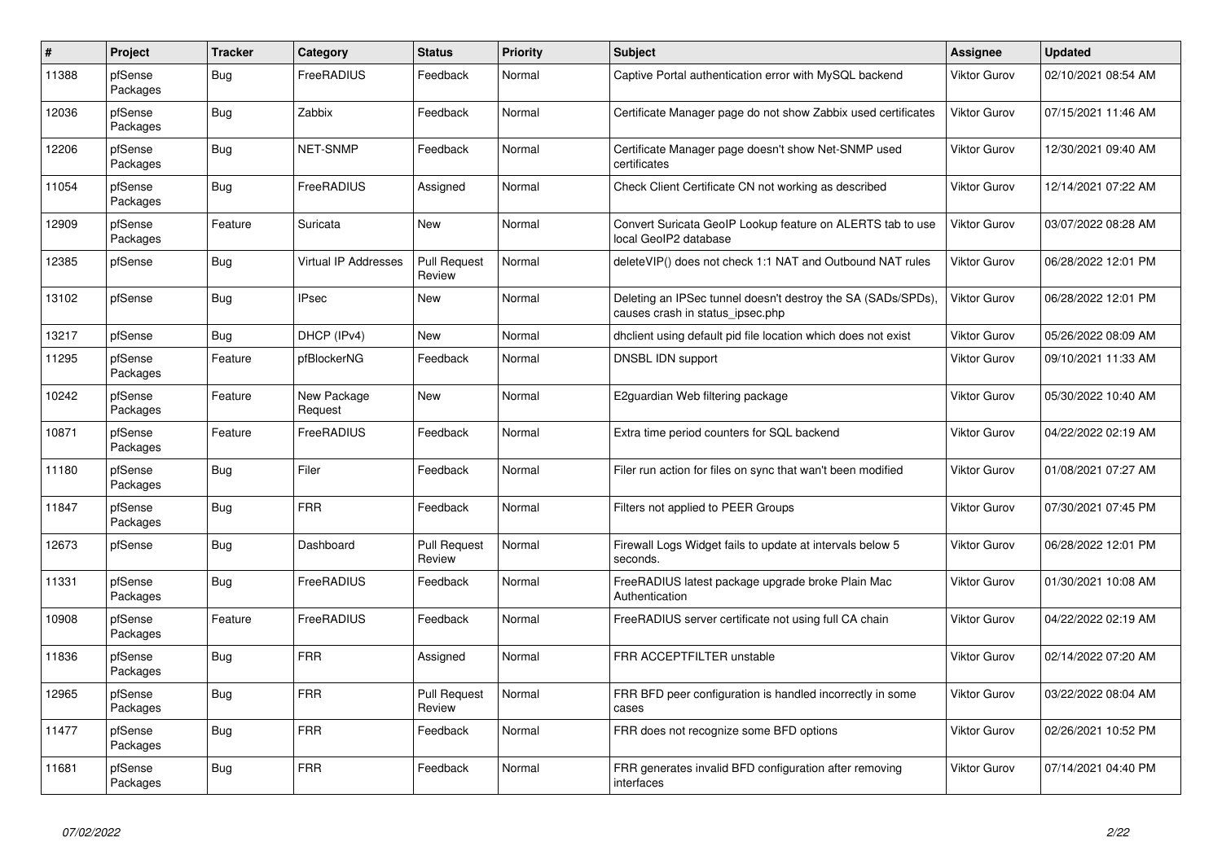| # | Project | Tracker | Category | Status | Priority | Subject | Assignee | Updated |
|---|---|---|---|---|---|---|---|---|
| 11388 | pfSense Packages | Bug | FreeRADIUS | Feedback | Normal | Captive Portal authentication error with MySQL backend | Viktor Gurov | 02/10/2021 08:54 AM |
| 12036 | pfSense Packages | Bug | Zabbix | Feedback | Normal | Certificate Manager page do not show Zabbix used certificates | Viktor Gurov | 07/15/2021 11:46 AM |
| 12206 | pfSense Packages | Bug | NET-SNMP | Feedback | Normal | Certificate Manager page doesn't show Net-SNMP used certificates | Viktor Gurov | 12/30/2021 09:40 AM |
| 11054 | pfSense Packages | Bug | FreeRADIUS | Assigned | Normal | Check Client Certificate CN not working as described | Viktor Gurov | 12/14/2021 07:22 AM |
| 12909 | pfSense Packages | Feature | Suricata | New | Normal | Convert Suricata GeoIP Lookup feature on ALERTS tab to use local GeoIP2 database | Viktor Gurov | 03/07/2022 08:28 AM |
| 12385 | pfSense | Bug | Virtual IP Addresses | Pull Request Review | Normal | deleteVIP() does not check 1:1 NAT and Outbound NAT rules | Viktor Gurov | 06/28/2022 12:01 PM |
| 13102 | pfSense | Bug | IPsec | New | Normal | Deleting an IPSec tunnel doesn't destroy the SA (SADs/SPDs), causes crash in status_ipsec.php | Viktor Gurov | 06/28/2022 12:01 PM |
| 13217 | pfSense | Bug | DHCP (IPv4) | New | Normal | dhclient using default pid file location which does not exist | Viktor Gurov | 05/26/2022 08:09 AM |
| 11295 | pfSense Packages | Feature | pfBlockerNG | Feedback | Normal | DNSBL IDN support | Viktor Gurov | 09/10/2021 11:33 AM |
| 10242 | pfSense Packages | Feature | New Package Request | New | Normal | E2guardian Web filtering package | Viktor Gurov | 05/30/2022 10:40 AM |
| 10871 | pfSense Packages | Feature | FreeRADIUS | Feedback | Normal | Extra time period counters for SQL backend | Viktor Gurov | 04/22/2022 02:19 AM |
| 11180 | pfSense Packages | Bug | Filer | Feedback | Normal | Filer run action for files on sync that wan't been modified | Viktor Gurov | 01/08/2021 07:27 AM |
| 11847 | pfSense Packages | Bug | FRR | Feedback | Normal | Filters not applied to PEER Groups | Viktor Gurov | 07/30/2021 07:45 PM |
| 12673 | pfSense | Bug | Dashboard | Pull Request Review | Normal | Firewall Logs Widget fails to update at intervals below 5 seconds. | Viktor Gurov | 06/28/2022 12:01 PM |
| 11331 | pfSense Packages | Bug | FreeRADIUS | Feedback | Normal | FreeRADIUS latest package upgrade broke Plain Mac Authentication | Viktor Gurov | 01/30/2021 10:08 AM |
| 10908 | pfSense Packages | Feature | FreeRADIUS | Feedback | Normal | FreeRADIUS server certificate not using full CA chain | Viktor Gurov | 04/22/2022 02:19 AM |
| 11836 | pfSense Packages | Bug | FRR | Assigned | Normal | FRR ACCEPTFILTER unstable | Viktor Gurov | 02/14/2022 07:20 AM |
| 12965 | pfSense Packages | Bug | FRR | Pull Request Review | Normal | FRR BFD peer configuration is handled incorrectly in some cases | Viktor Gurov | 03/22/2022 08:04 AM |
| 11477 | pfSense Packages | Bug | FRR | Feedback | Normal | FRR does not recognize some BFD options | Viktor Gurov | 02/26/2021 10:52 PM |
| 11681 | pfSense Packages | Bug | FRR | Feedback | Normal | FRR generates invalid BFD configuration after removing interfaces | Viktor Gurov | 07/14/2021 04:40 PM |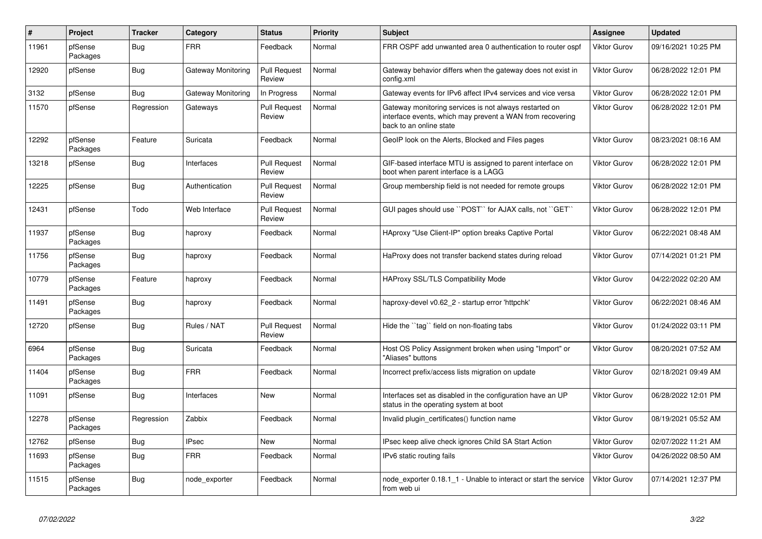| # | Project | Tracker | Category | Status | Priority | Subject | Assignee | Updated |
|---|---|---|---|---|---|---|---|---|
| 11961 | pfSense Packages | Bug | FRR | Feedback | Normal | FRR OSPF add unwanted area 0 authentication to router ospf | Viktor Gurov | 09/16/2021 10:25 PM |
| 12920 | pfSense | Bug | Gateway Monitoring | Pull Request Review | Normal | Gateway behavior differs when the gateway does not exist in config.xml | Viktor Gurov | 06/28/2022 12:01 PM |
| 3132 | pfSense | Bug | Gateway Monitoring | In Progress | Normal | Gateway events for IPv6 affect IPv4 services and vice versa | Viktor Gurov | 06/28/2022 12:01 PM |
| 11570 | pfSense | Regression | Gateways | Pull Request Review | Normal | Gateway monitoring services is not always restarted on interface events, which may prevent a WAN from recovering back to an online state | Viktor Gurov | 06/28/2022 12:01 PM |
| 12292 | pfSense Packages | Feature | Suricata | Feedback | Normal | GeoIP look on the Alerts, Blocked and Files pages | Viktor Gurov | 08/23/2021 08:16 AM |
| 13218 | pfSense | Bug | Interfaces | Pull Request Review | Normal | GIF-based interface MTU is assigned to parent interface on boot when parent interface is a LAGG | Viktor Gurov | 06/28/2022 12:01 PM |
| 12225 | pfSense | Bug | Authentication | Pull Request Review | Normal | Group membership field is not needed for remote groups | Viktor Gurov | 06/28/2022 12:01 PM |
| 12431 | pfSense | Todo | Web Interface | Pull Request Review | Normal | GUI pages should use ``POST`` for AJAX calls, not ``GET`` | Viktor Gurov | 06/28/2022 12:01 PM |
| 11937 | pfSense Packages | Bug | haproxy | Feedback | Normal | HAproxy "Use Client-IP" option breaks Captive Portal | Viktor Gurov | 06/22/2021 08:48 AM |
| 11756 | pfSense Packages | Bug | haproxy | Feedback | Normal | HaProxy does not transfer backend states during reload | Viktor Gurov | 07/14/2021 01:21 PM |
| 10779 | pfSense Packages | Feature | haproxy | Feedback | Normal | HAProxy SSL/TLS Compatibility Mode | Viktor Gurov | 04/22/2022 02:20 AM |
| 11491 | pfSense Packages | Bug | haproxy | Feedback | Normal | haproxy-devel v0.62_2 - startup error 'httpchk' | Viktor Gurov | 06/22/2021 08:46 AM |
| 12720 | pfSense | Bug | Rules / NAT | Pull Request Review | Normal | Hide the ``tag`` field on non-floating tabs | Viktor Gurov | 01/24/2022 03:11 PM |
| 6964 | pfSense Packages | Bug | Suricata | Feedback | Normal | Host OS Policy Assignment broken when using "Import" or "Aliases" buttons | Viktor Gurov | 08/20/2021 07:52 AM |
| 11404 | pfSense Packages | Bug | FRR | Feedback | Normal | Incorrect prefix/access lists migration on update | Viktor Gurov | 02/18/2021 09:49 AM |
| 11091 | pfSense | Bug | Interfaces | New | Normal | Interfaces set as disabled in the configuration have an UP status in the operating system at boot | Viktor Gurov | 06/28/2022 12:01 PM |
| 12278 | pfSense Packages | Regression | Zabbix | Feedback | Normal | Invalid plugin_certificates() function name | Viktor Gurov | 08/19/2021 05:52 AM |
| 12762 | pfSense | Bug | IPsec | New | Normal | IPsec keep alive check ignores Child SA Start Action | Viktor Gurov | 02/07/2022 11:21 AM |
| 11693 | pfSense Packages | Bug | FRR | Feedback | Normal | IPv6 static routing fails | Viktor Gurov | 04/26/2022 08:50 AM |
| 11515 | pfSense Packages | Bug | node_exporter | Feedback | Normal | node_exporter 0.18.1_1 - Unable to interact or start the service from web ui | Viktor Gurov | 07/14/2021 12:37 PM |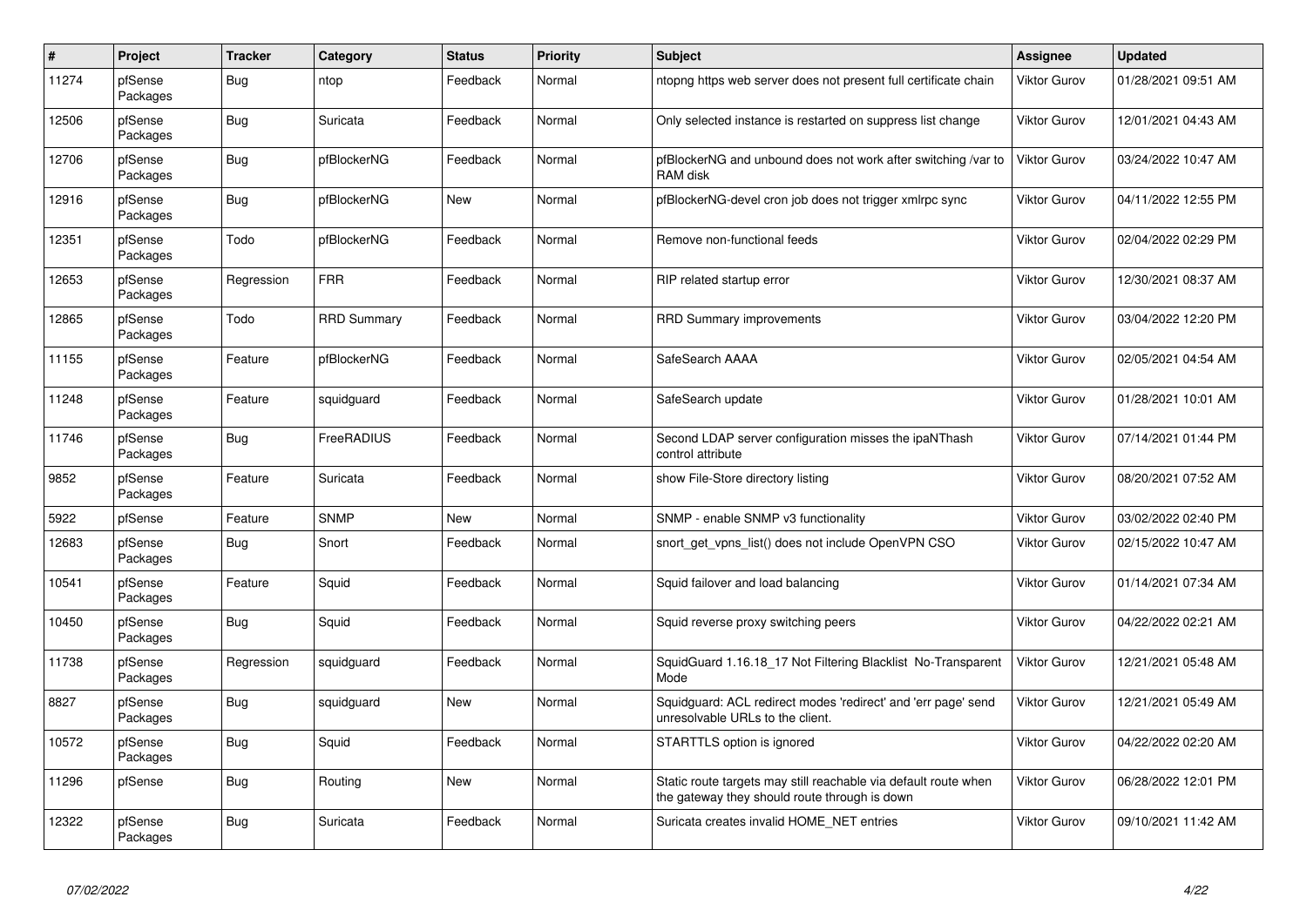| # | Project | Tracker | Category | Status | Priority | Subject | Assignee | Updated |
|---|---|---|---|---|---|---|---|---|
| 11274 | pfSense Packages | Bug | ntop | Feedback | Normal | ntopng https web server does not present full certificate chain | Viktor Gurov | 01/28/2021 09:51 AM |
| 12506 | pfSense Packages | Bug | Suricata | Feedback | Normal | Only selected instance is restarted on suppress list change | Viktor Gurov | 12/01/2021 04:43 AM |
| 12706 | pfSense Packages | Bug | pfBlockerNG | Feedback | Normal | pfBlockerNG and unbound does not work after switching /var to RAM disk | Viktor Gurov | 03/24/2022 10:47 AM |
| 12916 | pfSense Packages | Bug | pfBlockerNG | New | Normal | pfBlockerNG-devel cron job does not trigger xmlrpc sync | Viktor Gurov | 04/11/2022 12:55 PM |
| 12351 | pfSense Packages | Todo | pfBlockerNG | Feedback | Normal | Remove non-functional feeds | Viktor Gurov | 02/04/2022 02:29 PM |
| 12653 | pfSense Packages | Regression | FRR | Feedback | Normal | RIP related startup error | Viktor Gurov | 12/30/2021 08:37 AM |
| 12865 | pfSense Packages | Todo | RRD Summary | Feedback | Normal | RRD Summary improvements | Viktor Gurov | 03/04/2022 12:20 PM |
| 11155 | pfSense Packages | Feature | pfBlockerNG | Feedback | Normal | SafeSearch AAAA | Viktor Gurov | 02/05/2021 04:54 AM |
| 11248 | pfSense Packages | Feature | squidguard | Feedback | Normal | SafeSearch update | Viktor Gurov | 01/28/2021 10:01 AM |
| 11746 | pfSense Packages | Bug | FreeRADIUS | Feedback | Normal | Second LDAP server configuration misses the ipaNThash control attribute | Viktor Gurov | 07/14/2021 01:44 PM |
| 9852 | pfSense Packages | Feature | Suricata | Feedback | Normal | show File-Store directory listing | Viktor Gurov | 08/20/2021 07:52 AM |
| 5922 | pfSense | Feature | SNMP | New | Normal | SNMP - enable SNMP v3 functionality | Viktor Gurov | 03/02/2022 02:40 PM |
| 12683 | pfSense Packages | Bug | Snort | Feedback | Normal | snort_get_vpns_list() does not include OpenVPN CSO | Viktor Gurov | 02/15/2022 10:47 AM |
| 10541 | pfSense Packages | Feature | Squid | Feedback | Normal | Squid failover and load balancing | Viktor Gurov | 01/14/2021 07:34 AM |
| 10450 | pfSense Packages | Bug | Squid | Feedback | Normal | Squid reverse proxy switching peers | Viktor Gurov | 04/22/2022 02:21 AM |
| 11738 | pfSense Packages | Regression | squidguard | Feedback | Normal | SquidGuard 1.16.18_17 Not Filtering Blacklist No-Transparent Mode | Viktor Gurov | 12/21/2021 05:48 AM |
| 8827 | pfSense Packages | Bug | squidguard | New | Normal | Squidguard: ACL redirect modes 'redirect' and 'err page' send unresolvable URLs to the client. | Viktor Gurov | 12/21/2021 05:49 AM |
| 10572 | pfSense Packages | Bug | Squid | Feedback | Normal | STARTTLS option is ignored | Viktor Gurov | 04/22/2022 02:20 AM |
| 11296 | pfSense | Bug | Routing | New | Normal | Static route targets may still reachable via default route when the gateway they should route through is down | Viktor Gurov | 06/28/2022 12:01 PM |
| 12322 | pfSense Packages | Bug | Suricata | Feedback | Normal | Suricata creates invalid HOME_NET entries | Viktor Gurov | 09/10/2021 11:42 AM |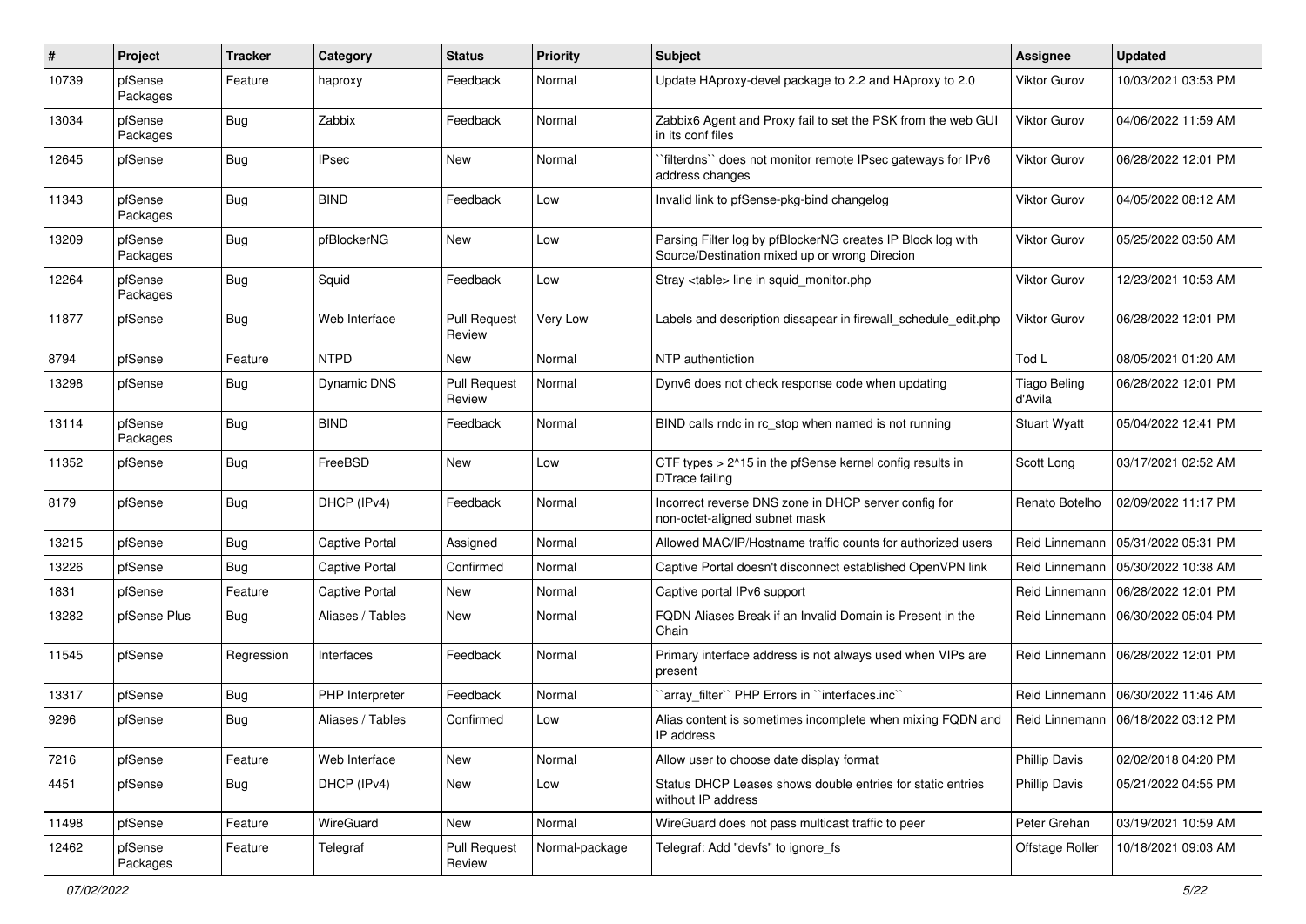| # | Project | Tracker | Category | Status | Priority | Subject | Assignee | Updated |
|---|---|---|---|---|---|---|---|---|
| 10739 | pfSense Packages | Feature | haproxy | Feedback | Normal | Update HAproxy-devel package to 2.2 and HAproxy to 2.0 | Viktor Gurov | 10/03/2021 03:53 PM |
| 13034 | pfSense Packages | Bug | Zabbix | Feedback | Normal | Zabbix6 Agent and Proxy fail to set the PSK from the web GUI in its conf files | Viktor Gurov | 04/06/2022 11:59 AM |
| 12645 | pfSense | Bug | IPsec | New | Normal | ``filterdns`` does not monitor remote IPsec gateways for IPv6 address changes | Viktor Gurov | 06/28/2022 12:01 PM |
| 11343 | pfSense Packages | Bug | BIND | Feedback | Low | Invalid link to pfSense-pkg-bind changelog | Viktor Gurov | 04/05/2022 08:12 AM |
| 13209 | pfSense Packages | Bug | pfBlockerNG | New | Low | Parsing Filter log by pfBlockerNG creates IP Block log with Source/Destination mixed up or wrong Direcion | Viktor Gurov | 05/25/2022 03:50 AM |
| 12264 | pfSense Packages | Bug | Squid | Feedback | Low | Stray <table> line in squid_monitor.php | Viktor Gurov | 12/23/2021 10:53 AM |
| 11877 | pfSense | Bug | Web Interface | Pull Request Review | Very Low | Labels and description dissapear in firewall_schedule_edit.php | Viktor Gurov | 06/28/2022 12:01 PM |
| 8794 | pfSense | Feature | NTPD | New | Normal | NTP authentiction | Tod L | 08/05/2021 01:20 AM |
| 13298 | pfSense | Bug | Dynamic DNS | Pull Request Review | Normal | Dynv6 does not check response code when updating | Tiago Beling d'Avila | 06/28/2022 12:01 PM |
| 13114 | pfSense Packages | Bug | BIND | Feedback | Normal | BIND calls rndc in rc_stop when named is not running | Stuart Wyatt | 05/04/2022 12:41 PM |
| 11352 | pfSense | Bug | FreeBSD | New | Low | CTF types > 2^15 in the pfSense kernel config results in DTrace failing | Scott Long | 03/17/2021 02:52 AM |
| 8179 | pfSense | Bug | DHCP (IPv4) | Feedback | Normal | Incorrect reverse DNS zone in DHCP server config for non-octet-aligned subnet mask | Renato Botelho | 02/09/2022 11:17 PM |
| 13215 | pfSense | Bug | Captive Portal | Assigned | Normal | Allowed MAC/IP/Hostname traffic counts for authorized users | Reid Linnemann | 05/31/2022 05:31 PM |
| 13226 | pfSense | Bug | Captive Portal | Confirmed | Normal | Captive Portal doesn't disconnect established OpenVPN link | Reid Linnemann | 05/30/2022 10:38 AM |
| 1831 | pfSense | Feature | Captive Portal | New | Normal | Captive portal IPv6 support | Reid Linnemann | 06/28/2022 12:01 PM |
| 13282 | pfSense Plus | Bug | Aliases / Tables | New | Normal | FQDN Aliases Break if an Invalid Domain is Present in the Chain | Reid Linnemann | 06/30/2022 05:04 PM |
| 11545 | pfSense | Regression | Interfaces | Feedback | Normal | Primary interface address is not always used when VIPs are present | Reid Linnemann | 06/28/2022 12:01 PM |
| 13317 | pfSense | Bug | PHP Interpreter | Feedback | Normal | ``array_filter`` PHP Errors in ``interfaces.inc`` | Reid Linnemann | 06/30/2022 11:46 AM |
| 9296 | pfSense | Bug | Aliases / Tables | Confirmed | Low | Alias content is sometimes incomplete when mixing FQDN and IP address | Reid Linnemann | 06/18/2022 03:12 PM |
| 7216 | pfSense | Feature | Web Interface | New | Normal | Allow user to choose date display format | Phillip Davis | 02/02/2018 04:20 PM |
| 4451 | pfSense | Bug | DHCP (IPv4) | New | Low | Status DHCP Leases shows double entries for static entries without IP address | Phillip Davis | 05/21/2022 04:55 PM |
| 11498 | pfSense | Feature | WireGuard | New | Normal | WireGuard does not pass multicast traffic to peer | Peter Grehan | 03/19/2021 10:59 AM |
| 12462 | pfSense Packages | Feature | Telegraf | Pull Request Review | Normal-package | Telegraf: Add "devfs" to ignore_fs | Offstage Roller | 10/18/2021 09:03 AM |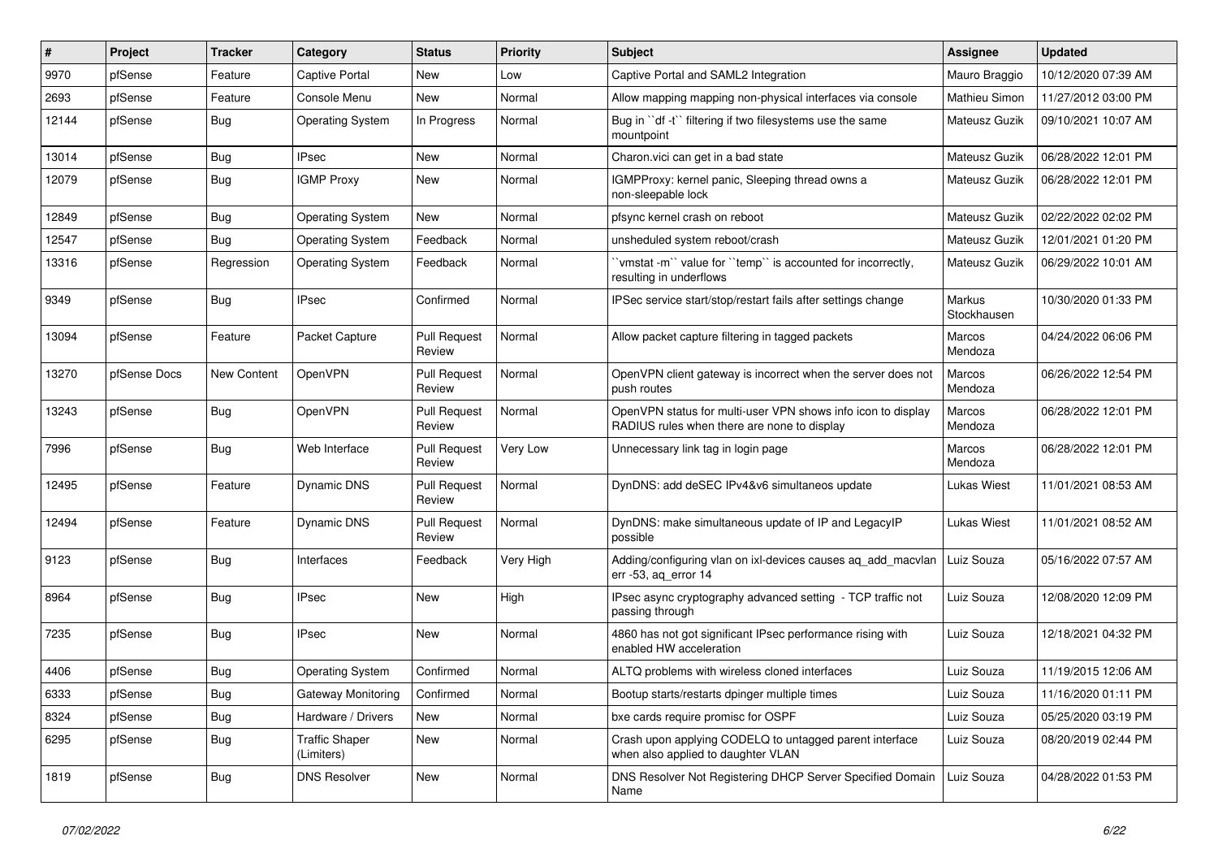| # | Project | Tracker | Category | Status | Priority | Subject | Assignee | Updated |
|---|---|---|---|---|---|---|---|---|
| 9970 | pfSense | Feature | Captive Portal | New | Low | Captive Portal and SAML2 Integration | Mauro Braggio | 10/12/2020 07:39 AM |
| 2693 | pfSense | Feature | Console Menu | New | Normal | Allow mapping mapping non-physical interfaces via console | Mathieu Simon | 11/27/2012 03:00 PM |
| 12144 | pfSense | Bug | Operating System | In Progress | Normal | Bug in ``df -t`` filtering if two filesystems use the same mountpoint | Mateusz Guzik | 09/10/2021 10:07 AM |
| 13014 | pfSense | Bug | IPsec | New | Normal | Charon.vici can get in a bad state | Mateusz Guzik | 06/28/2022 12:01 PM |
| 12079 | pfSense | Bug | IGMP Proxy | New | Normal | IGMPProxy: kernel panic, Sleeping thread owns a non-sleepable lock | Mateusz Guzik | 06/28/2022 12:01 PM |
| 12849 | pfSense | Bug | Operating System | New | Normal | pfsync kernel crash on reboot | Mateusz Guzik | 02/22/2022 02:02 PM |
| 12547 | pfSense | Bug | Operating System | Feedback | Normal | unsheduled system reboot/crash | Mateusz Guzik | 12/01/2021 01:20 PM |
| 13316 | pfSense | Regression | Operating System | Feedback | Normal | ``vmstat -m`` value for ``temp`` is accounted for incorrectly, resulting in underflows | Mateusz Guzik | 06/29/2022 10:01 AM |
| 9349 | pfSense | Bug | IPsec | Confirmed | Normal | IPSec service start/stop/restart fails after settings change | Markus Stockhausen | 10/30/2020 01:33 PM |
| 13094 | pfSense | Feature | Packet Capture | Pull Request Review | Normal | Allow packet capture filtering in tagged packets | Marcos Mendoza | 04/24/2022 06:06 PM |
| 13270 | pfSense Docs | New Content | OpenVPN | Pull Request Review | Normal | OpenVPN client gateway is incorrect when the server does not push routes | Marcos Mendoza | 06/26/2022 12:54 PM |
| 13243 | pfSense | Bug | OpenVPN | Pull Request Review | Normal | OpenVPN status for multi-user VPN shows info icon to display RADIUS rules when there are none to display | Marcos Mendoza | 06/28/2022 12:01 PM |
| 7996 | pfSense | Bug | Web Interface | Pull Request Review | Very Low | Unnecessary link tag in login page | Marcos Mendoza | 06/28/2022 12:01 PM |
| 12495 | pfSense | Feature | Dynamic DNS | Pull Request Review | Normal | DynDNS: add deSEC IPv4&v6 simultaneos update | Lukas Wiest | 11/01/2021 08:53 AM |
| 12494 | pfSense | Feature | Dynamic DNS | Pull Request Review | Normal | DynDNS: make simultaneous update of IP and LegacyIP possible | Lukas Wiest | 11/01/2021 08:52 AM |
| 9123 | pfSense | Bug | Interfaces | Feedback | Very High | Adding/configuring vlan on ixl-devices causes aq_add_macvlan err -53, aq_error 14 | Luiz Souza | 05/16/2022 07:57 AM |
| 8964 | pfSense | Bug | IPsec | New | High | IPsec async cryptography advanced setting - TCP traffic not passing through | Luiz Souza | 12/08/2020 12:09 PM |
| 7235 | pfSense | Bug | IPsec | New | Normal | 4860 has not got significant IPsec performance rising with enabled HW acceleration | Luiz Souza | 12/18/2021 04:32 PM |
| 4406 | pfSense | Bug | Operating System | Confirmed | Normal | ALTQ problems with wireless cloned interfaces | Luiz Souza | 11/19/2015 12:06 AM |
| 6333 | pfSense | Bug | Gateway Monitoring | Confirmed | Normal | Bootup starts/restarts dpinger multiple times | Luiz Souza | 11/16/2020 01:11 PM |
| 8324 | pfSense | Bug | Hardware / Drivers | New | Normal | bxe cards require promisc for OSPF | Luiz Souza | 05/25/2020 03:19 PM |
| 6295 | pfSense | Bug | Traffic Shaper (Limiters) | New | Normal | Crash upon applying CODELQ to untagged parent interface when also applied to daughter VLAN | Luiz Souza | 08/20/2019 02:44 PM |
| 1819 | pfSense | Bug | DNS Resolver | New | Normal | DNS Resolver Not Registering DHCP Server Specified Domain Name | Luiz Souza | 04/28/2022 01:53 PM |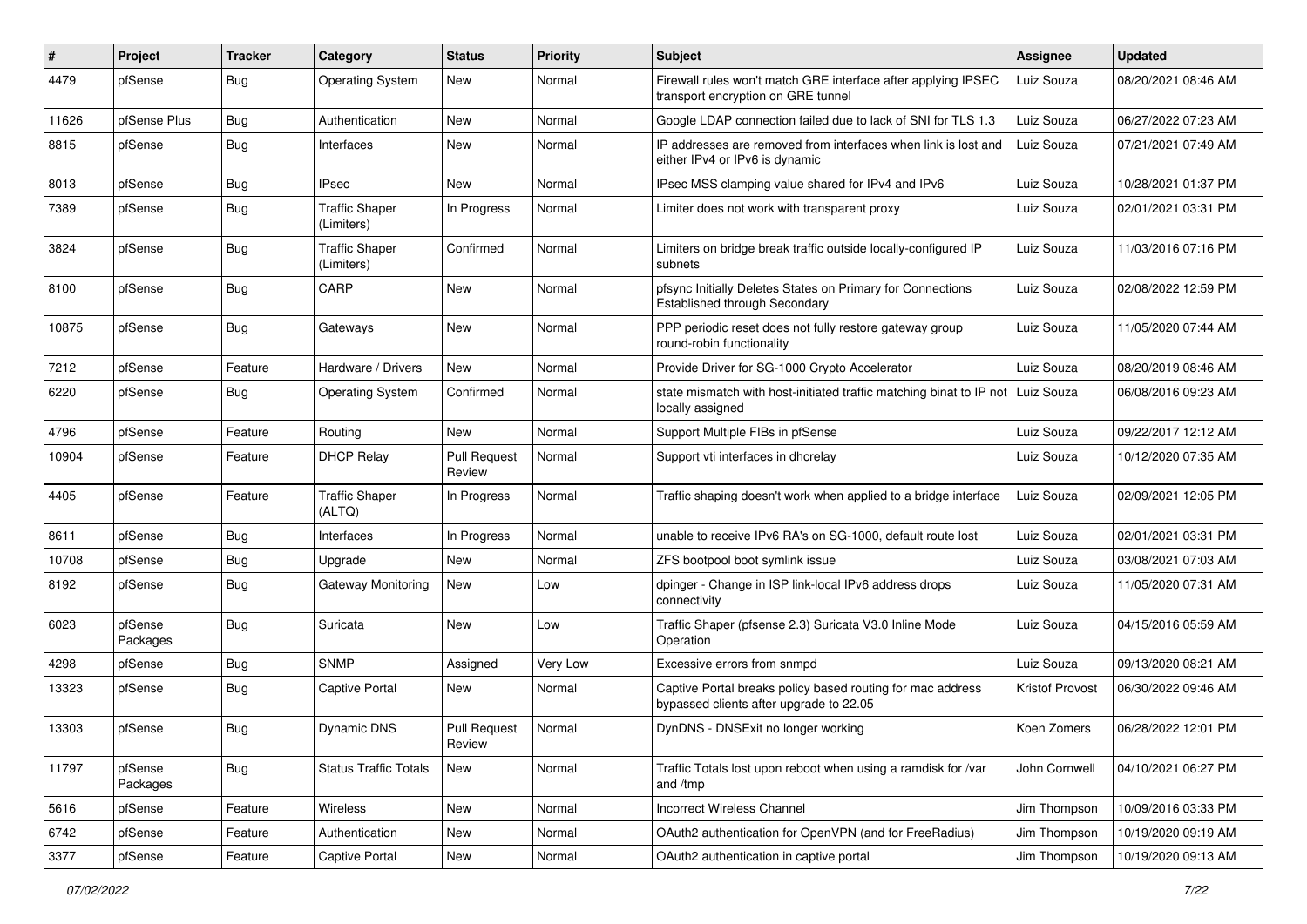| # | Project | Tracker | Category | Status | Priority | Subject | Assignee | Updated |
|---|---|---|---|---|---|---|---|---|
| 4479 | pfSense | Bug | Operating System | New | Normal | Firewall rules won't match GRE interface after applying IPSEC transport encryption on GRE tunnel | Luiz Souza | 08/20/2021 08:46 AM |
| 11626 | pfSense Plus | Bug | Authentication | New | Normal | Google LDAP connection failed due to lack of SNI for TLS 1.3 | Luiz Souza | 06/27/2022 07:23 AM |
| 8815 | pfSense | Bug | Interfaces | New | Normal | IP addresses are removed from interfaces when link is lost and either IPv4 or IPv6 is dynamic | Luiz Souza | 07/21/2021 07:49 AM |
| 8013 | pfSense | Bug | IPsec | New | Normal | IPsec MSS clamping value shared for IPv4 and IPv6 | Luiz Souza | 10/28/2021 01:37 PM |
| 7389 | pfSense | Bug | Traffic Shaper (Limiters) | In Progress | Normal | Limiter does not work with transparent proxy | Luiz Souza | 02/01/2021 03:31 PM |
| 3824 | pfSense | Bug | Traffic Shaper (Limiters) | Confirmed | Normal | Limiters on bridge break traffic outside locally-configured IP subnets | Luiz Souza | 11/03/2016 07:16 PM |
| 8100 | pfSense | Bug | CARP | New | Normal | pfsync Initially Deletes States on Primary for Connections Established through Secondary | Luiz Souza | 02/08/2022 12:59 PM |
| 10875 | pfSense | Bug | Gateways | New | Normal | PPP periodic reset does not fully restore gateway group round-robin functionality | Luiz Souza | 11/05/2020 07:44 AM |
| 7212 | pfSense | Feature | Hardware / Drivers | New | Normal | Provide Driver for SG-1000 Crypto Accelerator | Luiz Souza | 08/20/2019 08:46 AM |
| 6220 | pfSense | Bug | Operating System | Confirmed | Normal | state mismatch with host-initiated traffic matching binat to IP not locally assigned | Luiz Souza | 06/08/2016 09:23 AM |
| 4796 | pfSense | Feature | Routing | New | Normal | Support Multiple FIBs in pfSense | Luiz Souza | 09/22/2017 12:12 AM |
| 10904 | pfSense | Feature | DHCP Relay | Pull Request Review | Normal | Support vti interfaces in dhcrelay | Luiz Souza | 10/12/2020 07:35 AM |
| 4405 | pfSense | Feature | Traffic Shaper (ALTQ) | In Progress | Normal | Traffic shaping doesn't work when applied to a bridge interface | Luiz Souza | 02/09/2021 12:05 PM |
| 8611 | pfSense | Bug | Interfaces | In Progress | Normal | unable to receive IPv6 RA's on SG-1000, default route lost | Luiz Souza | 02/01/2021 03:31 PM |
| 10708 | pfSense | Bug | Upgrade | New | Normal | ZFS bootpool boot symlink issue | Luiz Souza | 03/08/2021 07:03 AM |
| 8192 | pfSense | Bug | Gateway Monitoring | New | Low | dpinger - Change in ISP link-local IPv6 address drops connectivity | Luiz Souza | 11/05/2020 07:31 AM |
| 6023 | pfSense Packages | Bug | Suricata | New | Low | Traffic Shaper (pfsense 2.3) Suricata V3.0 Inline Mode Operation | Luiz Souza | 04/15/2016 05:59 AM |
| 4298 | pfSense | Bug | SNMP | Assigned | Very Low | Excessive errors from snmpd | Luiz Souza | 09/13/2020 08:21 AM |
| 13323 | pfSense | Bug | Captive Portal | New | Normal | Captive Portal breaks policy based routing for mac address bypassed clients after upgrade to 22.05 | Kristof Provost | 06/30/2022 09:46 AM |
| 13303 | pfSense | Bug | Dynamic DNS | Pull Request Review | Normal | DynDNS - DNSExit no longer working | Koen Zomers | 06/28/2022 12:01 PM |
| 11797 | pfSense Packages | Bug | Status Traffic Totals | New | Normal | Traffic Totals lost upon reboot when using a ramdisk for /var and /tmp | John Cornwell | 04/10/2021 06:27 PM |
| 5616 | pfSense | Feature | Wireless | New | Normal | Incorrect Wireless Channel | Jim Thompson | 10/09/2016 03:33 PM |
| 6742 | pfSense | Feature | Authentication | New | Normal | OAuth2 authentication for OpenVPN (and for FreeRadius) | Jim Thompson | 10/19/2020 09:19 AM |
| 3377 | pfSense | Feature | Captive Portal | New | Normal | OAuth2 authentication in captive portal | Jim Thompson | 10/19/2020 09:13 AM |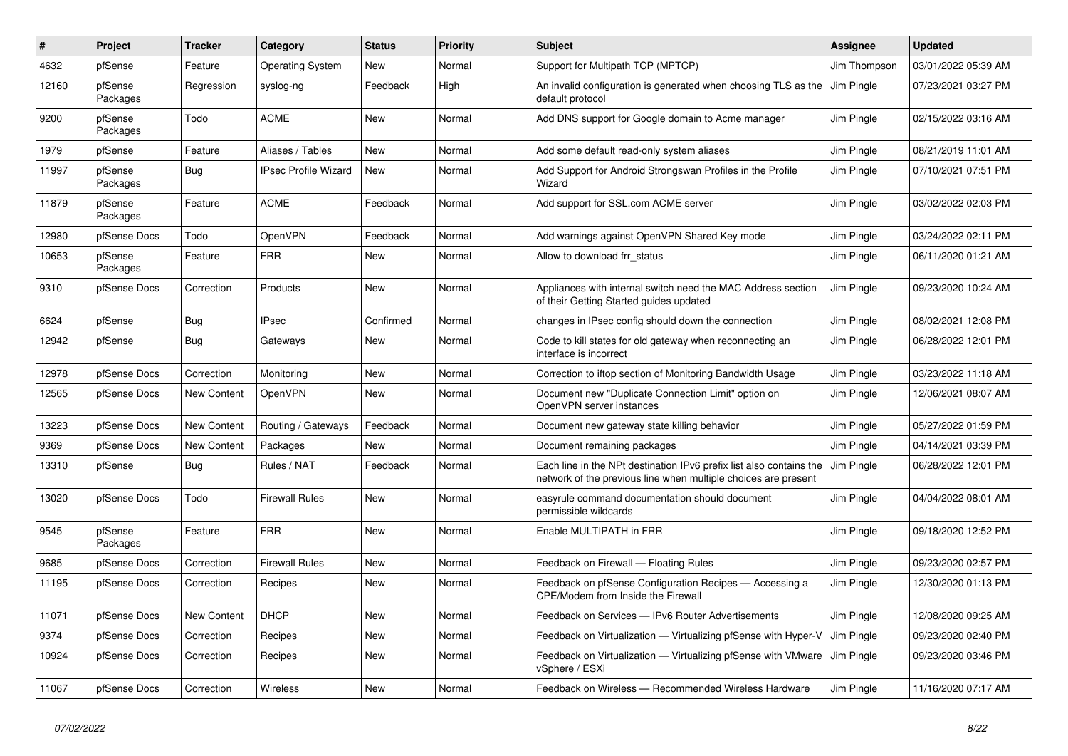| # | Project | Tracker | Category | Status | Priority | Subject | Assignee | Updated |
|---|---|---|---|---|---|---|---|---|
| 4632 | pfSense | Feature | Operating System | New | Normal | Support for Multipath TCP (MPTCP) | Jim Thompson | 03/01/2022 05:39 AM |
| 12160 | pfSense Packages | Regression | syslog-ng | Feedback | High | An invalid configuration is generated when choosing TLS as the default protocol | Jim Pingle | 07/23/2021 03:27 PM |
| 9200 | pfSense Packages | Todo | ACME | New | Normal | Add DNS support for Google domain to Acme manager | Jim Pingle | 02/15/2022 03:16 AM |
| 1979 | pfSense | Feature | Aliases / Tables | New | Normal | Add some default read-only system aliases | Jim Pingle | 08/21/2019 11:01 AM |
| 11997 | pfSense Packages | Bug | IPsec Profile Wizard | New | Normal | Add Support for Android Strongswan Profiles in the Profile Wizard | Jim Pingle | 07/10/2021 07:51 PM |
| 11879 | pfSense Packages | Feature | ACME | Feedback | Normal | Add support for SSL.com ACME server | Jim Pingle | 03/02/2022 02:03 PM |
| 12980 | pfSense Docs | Todo | OpenVPN | Feedback | Normal | Add warnings against OpenVPN Shared Key mode | Jim Pingle | 03/24/2022 02:11 PM |
| 10653 | pfSense Packages | Feature | FRR | New | Normal | Allow to download frr_status | Jim Pingle | 06/11/2020 01:21 AM |
| 9310 | pfSense Docs | Correction | Products | New | Normal | Appliances with internal switch need the MAC Address section of their Getting Started guides updated | Jim Pingle | 09/23/2020 10:24 AM |
| 6624 | pfSense | Bug | IPsec | Confirmed | Normal | changes in IPsec config should down the connection | Jim Pingle | 08/02/2021 12:08 PM |
| 12942 | pfSense | Bug | Gateways | New | Normal | Code to kill states for old gateway when reconnecting an interface is incorrect | Jim Pingle | 06/28/2022 12:01 PM |
| 12978 | pfSense Docs | Correction | Monitoring | New | Normal | Correction to iftop section of Monitoring Bandwidth Usage | Jim Pingle | 03/23/2022 11:18 AM |
| 12565 | pfSense Docs | New Content | OpenVPN | New | Normal | Document new "Duplicate Connection Limit" option on OpenVPN server instances | Jim Pingle | 12/06/2021 08:07 AM |
| 13223 | pfSense Docs | New Content | Routing / Gateways | Feedback | Normal | Document new gateway state killing behavior | Jim Pingle | 05/27/2022 01:59 PM |
| 9369 | pfSense Docs | New Content | Packages | New | Normal | Document remaining packages | Jim Pingle | 04/14/2021 03:39 PM |
| 13310 | pfSense | Bug | Rules / NAT | Feedback | Normal | Each line in the NPt destination IPv6 prefix list also contains the network of the previous line when multiple choices are present | Jim Pingle | 06/28/2022 12:01 PM |
| 13020 | pfSense Docs | Todo | Firewall Rules | New | Normal | easyrule command documentation should document permissible wildcards | Jim Pingle | 04/04/2022 08:01 AM |
| 9545 | pfSense Packages | Feature | FRR | New | Normal | Enable MULTIPATH in FRR | Jim Pingle | 09/18/2020 12:52 PM |
| 9685 | pfSense Docs | Correction | Firewall Rules | New | Normal | Feedback on Firewall — Floating Rules | Jim Pingle | 09/23/2020 02:57 PM |
| 11195 | pfSense Docs | Correction | Recipes | New | Normal | Feedback on pfSense Configuration Recipes — Accessing a CPE/Modem from Inside the Firewall | Jim Pingle | 12/30/2020 01:13 PM |
| 11071 | pfSense Docs | New Content | DHCP | New | Normal | Feedback on Services — IPv6 Router Advertisements | Jim Pingle | 12/08/2020 09:25 AM |
| 9374 | pfSense Docs | Correction | Recipes | New | Normal | Feedback on Virtualization — Virtualizing pfSense with Hyper-V | Jim Pingle | 09/23/2020 02:40 PM |
| 10924 | pfSense Docs | Correction | Recipes | New | Normal | Feedback on Virtualization — Virtualizing pfSense with VMware vSphere / ESXi | Jim Pingle | 09/23/2020 03:46 PM |
| 11067 | pfSense Docs | Correction | Wireless | New | Normal | Feedback on Wireless — Recommended Wireless Hardware | Jim Pingle | 11/16/2020 07:17 AM |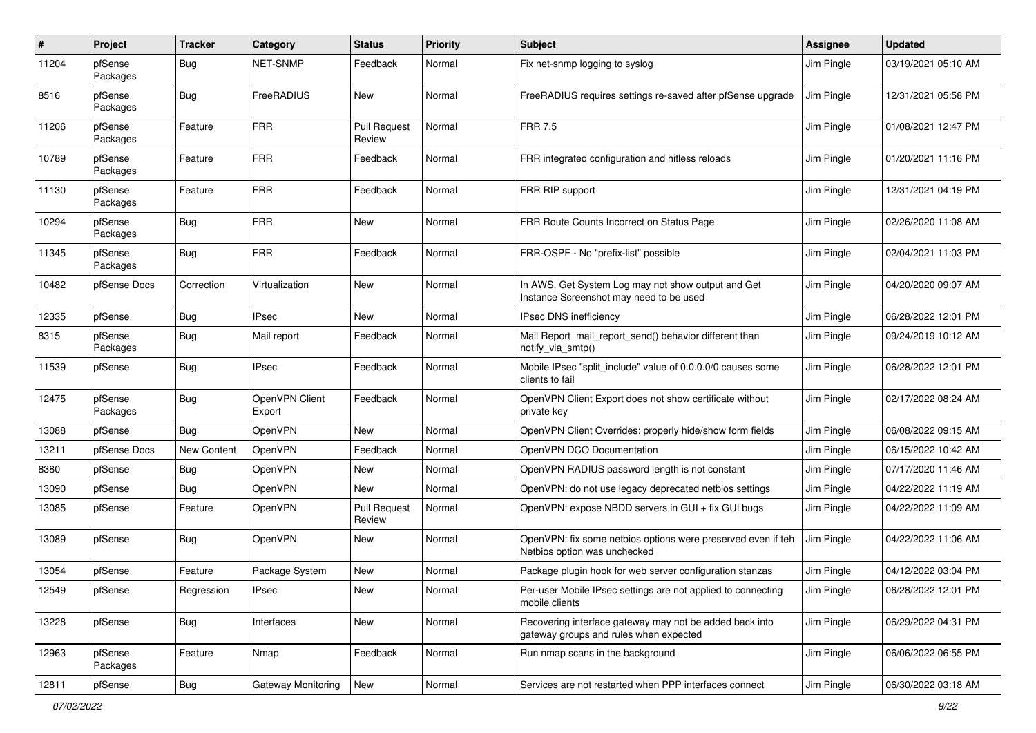| # | Project | Tracker | Category | Status | Priority | Subject | Assignee | Updated |
|---|---|---|---|---|---|---|---|---|
| 11204 | pfSense Packages | Bug | NET-SNMP | Feedback | Normal | Fix net-snmp logging to syslog | Jim Pingle | 03/19/2021 05:10 AM |
| 8516 | pfSense Packages | Bug | FreeRADIUS | New | Normal | FreeRADIUS requires settings re-saved after pfSense upgrade | Jim Pingle | 12/31/2021 05:58 PM |
| 11206 | pfSense Packages | Feature | FRR | Pull Request Review | Normal | FRR 7.5 | Jim Pingle | 01/08/2021 12:47 PM |
| 10789 | pfSense Packages | Feature | FRR | Feedback | Normal | FRR integrated configuration and hitless reloads | Jim Pingle | 01/20/2021 11:16 PM |
| 11130 | pfSense Packages | Feature | FRR | Feedback | Normal | FRR RIP support | Jim Pingle | 12/31/2021 04:19 PM |
| 10294 | pfSense Packages | Bug | FRR | New | Normal | FRR Route Counts Incorrect on Status Page | Jim Pingle | 02/26/2020 11:08 AM |
| 11345 | pfSense Packages | Bug | FRR | Feedback | Normal | FRR-OSPF - No "prefix-list" possible | Jim Pingle | 02/04/2021 11:03 PM |
| 10482 | pfSense Docs | Correction | Virtualization | New | Normal | In AWS, Get System Log may not show output and Get Instance Screenshot may need to be used | Jim Pingle | 04/20/2020 09:07 AM |
| 12335 | pfSense | Bug | IPsec | New | Normal | IPsec DNS inefficiency | Jim Pingle | 06/28/2022 12:01 PM |
| 8315 | pfSense Packages | Bug | Mail report | Feedback | Normal | Mail Report mail_report_send() behavior different than notify_via_smtp() | Jim Pingle | 09/24/2019 10:12 AM |
| 11539 | pfSense | Bug | IPsec | Feedback | Normal | Mobile IPsec "split_include" value of 0.0.0.0/0 causes some clients to fail | Jim Pingle | 06/28/2022 12:01 PM |
| 12475 | pfSense Packages | Bug | OpenVPN Client Export | Feedback | Normal | OpenVPN Client Export does not show certificate without private key | Jim Pingle | 02/17/2022 08:24 AM |
| 13088 | pfSense | Bug | OpenVPN | New | Normal | OpenVPN Client Overrides: properly hide/show form fields | Jim Pingle | 06/08/2022 09:15 AM |
| 13211 | pfSense Docs | New Content | OpenVPN | Feedback | Normal | OpenVPN DCO Documentation | Jim Pingle | 06/15/2022 10:42 AM |
| 8380 | pfSense | Bug | OpenVPN | New | Normal | OpenVPN RADIUS password length is not constant | Jim Pingle | 07/17/2020 11:46 AM |
| 13090 | pfSense | Bug | OpenVPN | New | Normal | OpenVPN: do not use legacy deprecated netbios settings | Jim Pingle | 04/22/2022 11:19 AM |
| 13085 | pfSense | Feature | OpenVPN | Pull Request Review | Normal | OpenVPN: expose NBDD servers in GUI + fix GUI bugs | Jim Pingle | 04/22/2022 11:09 AM |
| 13089 | pfSense | Bug | OpenVPN | New | Normal | OpenVPN: fix some netbios options were preserved even if teh Netbios option was unchecked | Jim Pingle | 04/22/2022 11:06 AM |
| 13054 | pfSense | Feature | Package System | New | Normal | Package plugin hook for web server configuration stanzas | Jim Pingle | 04/12/2022 03:04 PM |
| 12549 | pfSense | Regression | IPsec | New | Normal | Per-user Mobile IPsec settings are not applied to connecting mobile clients | Jim Pingle | 06/28/2022 12:01 PM |
| 13228 | pfSense | Bug | Interfaces | New | Normal | Recovering interface gateway may not be added back into gateway groups and rules when expected | Jim Pingle | 06/29/2022 04:31 PM |
| 12963 | pfSense Packages | Feature | Nmap | Feedback | Normal | Run nmap scans in the background | Jim Pingle | 06/06/2022 06:55 PM |
| 12811 | pfSense | Bug | Gateway Monitoring | New | Normal | Services are not restarted when PPP interfaces connect | Jim Pingle | 06/30/2022 03:18 AM |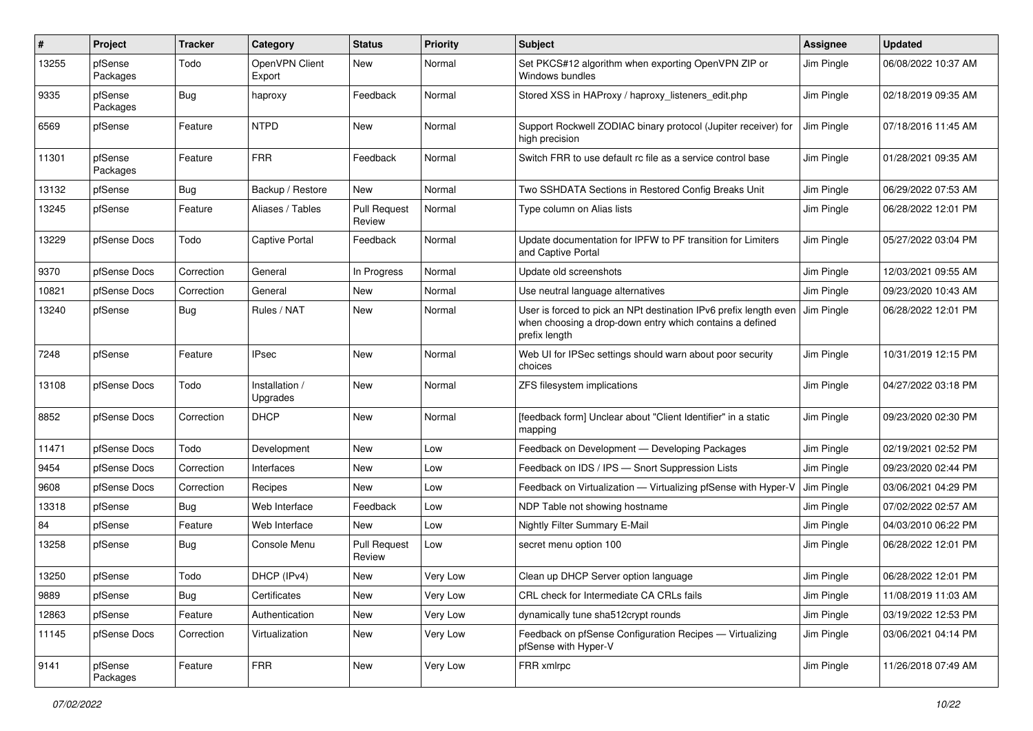| # | Project | Tracker | Category | Status | Priority | Subject | Assignee | Updated |
| --- | --- | --- | --- | --- | --- | --- | --- | --- |
| 13255 | pfSense Packages | Todo | OpenVPN Client Export | New | Normal | Set PKCS#12 algorithm when exporting OpenVPN ZIP or Windows bundles | Jim Pingle | 06/08/2022 10:37 AM |
| 9335 | pfSense Packages | Bug | haproxy | Feedback | Normal | Stored XSS in HAProxy / haproxy_listeners_edit.php | Jim Pingle | 02/18/2019 09:35 AM |
| 6569 | pfSense | Feature | NTPD | New | Normal | Support Rockwell ZODIAC binary protocol (Jupiter receiver) for high precision | Jim Pingle | 07/18/2016 11:45 AM |
| 11301 | pfSense Packages | Feature | FRR | Feedback | Normal | Switch FRR to use default rc file as a service control base | Jim Pingle | 01/28/2021 09:35 AM |
| 13132 | pfSense | Bug | Backup / Restore | New | Normal | Two SSHDATA Sections in Restored Config Breaks Unit | Jim Pingle | 06/29/2022 07:53 AM |
| 13245 | pfSense | Feature | Aliases / Tables | Pull Request Review | Normal | Type column on Alias lists | Jim Pingle | 06/28/2022 12:01 PM |
| 13229 | pfSense Docs | Todo | Captive Portal | Feedback | Normal | Update documentation for IPFW to PF transition for Limiters and Captive Portal | Jim Pingle | 05/27/2022 03:04 PM |
| 9370 | pfSense Docs | Correction | General | In Progress | Normal | Update old screenshots | Jim Pingle | 12/03/2021 09:55 AM |
| 10821 | pfSense Docs | Correction | General | New | Normal | Use neutral language alternatives | Jim Pingle | 09/23/2020 10:43 AM |
| 13240 | pfSense | Bug | Rules / NAT | New | Normal | User is forced to pick an NPt destination IPv6 prefix length even when choosing a drop-down entry which contains a defined prefix length | Jim Pingle | 06/28/2022 12:01 PM |
| 7248 | pfSense | Feature | IPsec | New | Normal | Web UI for IPSec settings should warn about poor security choices | Jim Pingle | 10/31/2019 12:15 PM |
| 13108 | pfSense Docs | Todo | Installation / Upgrades | New | Normal | ZFS filesystem implications | Jim Pingle | 04/27/2022 03:18 PM |
| 8852 | pfSense Docs | Correction | DHCP | New | Normal | [feedback form] Unclear about "Client Identifier" in a static mapping | Jim Pingle | 09/23/2020 02:30 PM |
| 11471 | pfSense Docs | Todo | Development | New | Low | Feedback on Development — Developing Packages | Jim Pingle | 02/19/2021 02:52 PM |
| 9454 | pfSense Docs | Correction | Interfaces | New | Low | Feedback on IDS / IPS — Snort Suppression Lists | Jim Pingle | 09/23/2020 02:44 PM |
| 9608 | pfSense Docs | Correction | Recipes | New | Low | Feedback on Virtualization — Virtualizing pfSense with Hyper-V | Jim Pingle | 03/06/2021 04:29 PM |
| 13318 | pfSense | Bug | Web Interface | Feedback | Low | NDP Table not showing hostname | Jim Pingle | 07/02/2022 02:57 AM |
| 84 | pfSense | Feature | Web Interface | New | Low | Nightly Filter Summary E-Mail | Jim Pingle | 04/03/2010 06:22 PM |
| 13258 | pfSense | Bug | Console Menu | Pull Request Review | Low | secret menu option 100 | Jim Pingle | 06/28/2022 12:01 PM |
| 13250 | pfSense | Todo | DHCP (IPv4) | New | Very Low | Clean up DHCP Server option language | Jim Pingle | 06/28/2022 12:01 PM |
| 9889 | pfSense | Bug | Certificates | New | Very Low | CRL check for Intermediate CA CRLs fails | Jim Pingle | 11/08/2019 11:03 AM |
| 12863 | pfSense | Feature | Authentication | New | Very Low | dynamically tune sha512crypt rounds | Jim Pingle | 03/19/2022 12:53 PM |
| 11145 | pfSense Docs | Correction | Virtualization | New | Very Low | Feedback on pfSense Configuration Recipes — Virtualizing pfSense with Hyper-V | Jim Pingle | 03/06/2021 04:14 PM |
| 9141 | pfSense Packages | Feature | FRR | New | Very Low | FRR xmlrpc | Jim Pingle | 11/26/2018 07:49 AM |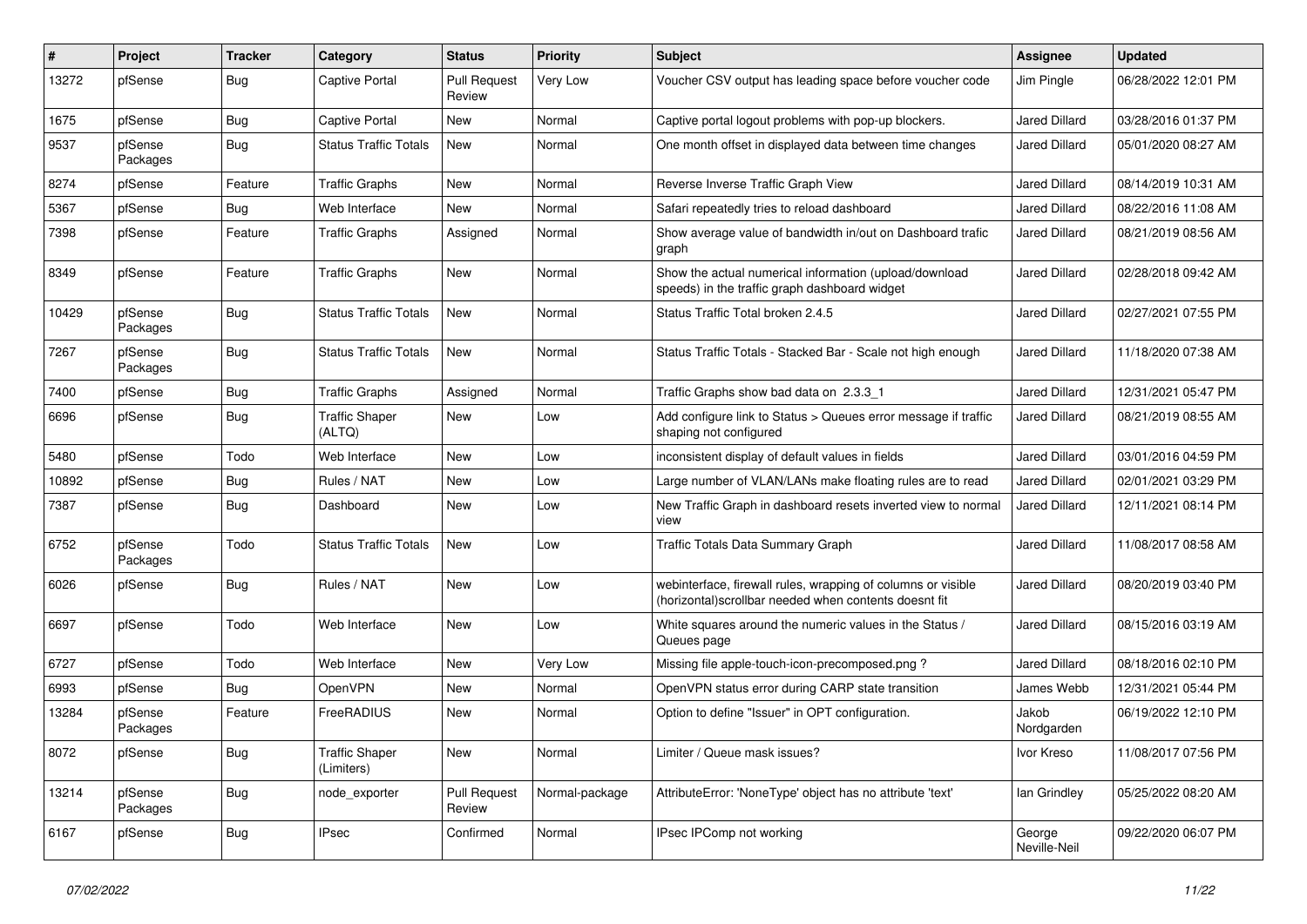| # | Project | Tracker | Category | Status | Priority | Subject | Assignee | Updated |
|---|---|---|---|---|---|---|---|---|
| 13272 | pfSense | Bug | Captive Portal | Pull Request Review | Very Low | Voucher CSV output has leading space before voucher code | Jim Pingle | 06/28/2022 12:01 PM |
| 1675 | pfSense | Bug | Captive Portal | New | Normal | Captive portal logout problems with pop-up blockers. | Jared Dillard | 03/28/2016 01:37 PM |
| 9537 | pfSense Packages | Bug | Status Traffic Totals | New | Normal | One month offset in displayed data between time changes | Jared Dillard | 05/01/2020 08:27 AM |
| 8274 | pfSense | Feature | Traffic Graphs | New | Normal | Reverse Inverse Traffic Graph View | Jared Dillard | 08/14/2019 10:31 AM |
| 5367 | pfSense | Bug | Web Interface | New | Normal | Safari repeatedly tries to reload dashboard | Jared Dillard | 08/22/2016 11:08 AM |
| 7398 | pfSense | Feature | Traffic Graphs | Assigned | Normal | Show average value of bandwidth in/out on Dashboard trafic graph | Jared Dillard | 08/21/2019 08:56 AM |
| 8349 | pfSense | Feature | Traffic Graphs | New | Normal | Show the actual numerical information (upload/download speeds) in the traffic graph dashboard widget | Jared Dillard | 02/28/2018 09:42 AM |
| 10429 | pfSense Packages | Bug | Status Traffic Totals | New | Normal | Status Traffic Total broken 2.4.5 | Jared Dillard | 02/27/2021 07:55 PM |
| 7267 | pfSense Packages | Bug | Status Traffic Totals | New | Normal | Status Traffic Totals - Stacked Bar - Scale not high enough | Jared Dillard | 11/18/2020 07:38 AM |
| 7400 | pfSense | Bug | Traffic Graphs | Assigned | Normal | Traffic Graphs show bad data on 2.3.3_1 | Jared Dillard | 12/31/2021 05:47 PM |
| 6696 | pfSense | Bug | Traffic Shaper (ALTQ) | New | Low | Add configure link to Status > Queues error message if traffic shaping not configured | Jared Dillard | 08/21/2019 08:55 AM |
| 5480 | pfSense | Todo | Web Interface | New | Low | inconsistent display of default values in fields | Jared Dillard | 03/01/2016 04:59 PM |
| 10892 | pfSense | Bug | Rules / NAT | New | Low | Large number of VLAN/LANs make floating rules are to read | Jared Dillard | 02/01/2021 03:29 PM |
| 7387 | pfSense | Bug | Dashboard | New | Low | New Traffic Graph in dashboard resets inverted view to normal view | Jared Dillard | 12/11/2021 08:14 PM |
| 6752 | pfSense Packages | Todo | Status Traffic Totals | New | Low | Traffic Totals Data Summary Graph | Jared Dillard | 11/08/2017 08:58 AM |
| 6026 | pfSense | Bug | Rules / NAT | New | Low | webinterface, firewall rules, wrapping of columns or visible (horizontal)scrollbar needed when contents doesnt fit | Jared Dillard | 08/20/2019 03:40 PM |
| 6697 | pfSense | Todo | Web Interface | New | Low | White squares around the numeric values in the Status / Queues page | Jared Dillard | 08/15/2016 03:19 AM |
| 6727 | pfSense | Todo | Web Interface | New | Very Low | Missing file apple-touch-icon-precomposed.png ? | Jared Dillard | 08/18/2016 02:10 PM |
| 6993 | pfSense | Bug | OpenVPN | New | Normal | OpenVPN status error during CARP state transition | James Webb | 12/31/2021 05:44 PM |
| 13284 | pfSense Packages | Feature | FreeRADIUS | New | Normal | Option to define "Issuer" in OPT configuration. | Jakob Nordgarden | 06/19/2022 12:10 PM |
| 8072 | pfSense | Bug | Traffic Shaper (Limiters) | New | Normal | Limiter / Queue mask issues? | Ivor Kreso | 11/08/2017 07:56 PM |
| 13214 | pfSense Packages | Bug | node_exporter | Pull Request Review | Normal-package | AttributeError: 'NoneType' object has no attribute 'text' | Ian Grindley | 05/25/2022 08:20 AM |
| 6167 | pfSense | Bug | IPsec | Confirmed | Normal | IPsec IPComp not working | George Neville-Neil | 09/22/2020 06:07 PM |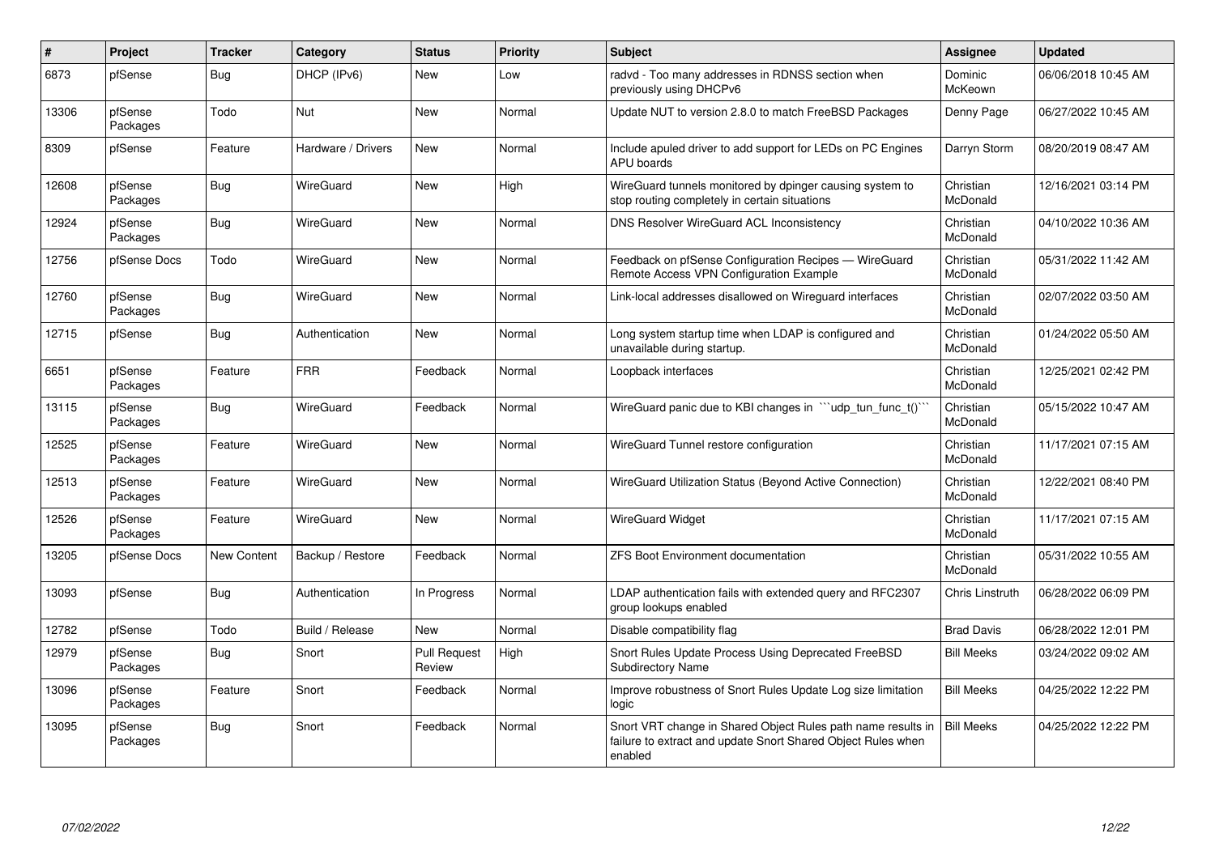| # | Project | Tracker | Category | Status | Priority | Subject | Assignee | Updated |
|---|---|---|---|---|---|---|---|---|
| 6873 | pfSense | Bug | DHCP (IPv6) | New | Low | radvd - Too many addresses in RDNSS section when previously using DHCPv6 | Dominic McKeown | 06/06/2018 10:45 AM |
| 13306 | pfSense Packages | Todo | Nut | New | Normal | Update NUT to version 2.8.0 to match FreeBSD Packages | Denny Page | 06/27/2022 10:45 AM |
| 8309 | pfSense | Feature | Hardware / Drivers | New | Normal | Include apuled driver to add support for LEDs on PC Engines APU boards | Darryn Storm | 08/20/2019 08:47 AM |
| 12608 | pfSense Packages | Bug | WireGuard | New | High | WireGuard tunnels monitored by dpinger causing system to stop routing completely in certain situations | Christian McDonald | 12/16/2021 03:14 PM |
| 12924 | pfSense Packages | Bug | WireGuard | New | Normal | DNS Resolver WireGuard ACL Inconsistency | Christian McDonald | 04/10/2022 10:36 AM |
| 12756 | pfSense Docs | Todo | WireGuard | New | Normal | Feedback on pfSense Configuration Recipes — WireGuard Remote Access VPN Configuration Example | Christian McDonald | 05/31/2022 11:42 AM |
| 12760 | pfSense Packages | Bug | WireGuard | New | Normal | Link-local addresses disallowed on Wireguard interfaces | Christian McDonald | 02/07/2022 03:50 AM |
| 12715 | pfSense | Bug | Authentication | New | Normal | Long system startup time when LDAP is configured and unavailable during startup. | Christian McDonald | 01/24/2022 05:50 AM |
| 6651 | pfSense Packages | Feature | FRR | Feedback | Normal | Loopback interfaces | Christian McDonald | 12/25/2021 02:42 PM |
| 13115 | pfSense Packages | Bug | WireGuard | Feedback | Normal | WireGuard panic due to KBI changes in ```udp_tun_func_t()``` | Christian McDonald | 05/15/2022 10:47 AM |
| 12525 | pfSense Packages | Feature | WireGuard | New | Normal | WireGuard Tunnel restore configuration | Christian McDonald | 11/17/2021 07:15 AM |
| 12513 | pfSense Packages | Feature | WireGuard | New | Normal | WireGuard Utilization Status (Beyond Active Connection) | Christian McDonald | 12/22/2021 08:40 PM |
| 12526 | pfSense Packages | Feature | WireGuard | New | Normal | WireGuard Widget | Christian McDonald | 11/17/2021 07:15 AM |
| 13205 | pfSense Docs | New Content | Backup / Restore | Feedback | Normal | ZFS Boot Environment documentation | Christian McDonald | 05/31/2022 10:55 AM |
| 13093 | pfSense | Bug | Authentication | In Progress | Normal | LDAP authentication fails with extended query and RFC2307 group lookups enabled | Chris Linstruth | 06/28/2022 06:09 PM |
| 12782 | pfSense | Todo | Build / Release | New | Normal | Disable compatibility flag | Brad Davis | 06/28/2022 12:01 PM |
| 12979 | pfSense Packages | Bug | Snort | Pull Request Review | High | Snort Rules Update Process Using Deprecated FreeBSD Subdirectory Name | Bill Meeks | 03/24/2022 09:02 AM |
| 13096 | pfSense Packages | Feature | Snort | Feedback | Normal | Improve robustness of Snort Rules Update Log size limitation logic | Bill Meeks | 04/25/2022 12:22 PM |
| 13095 | pfSense Packages | Bug | Snort | Feedback | Normal | Snort VRT change in Shared Object Rules path name results in failure to extract and update Snort Shared Object Rules when enabled | Bill Meeks | 04/25/2022 12:22 PM |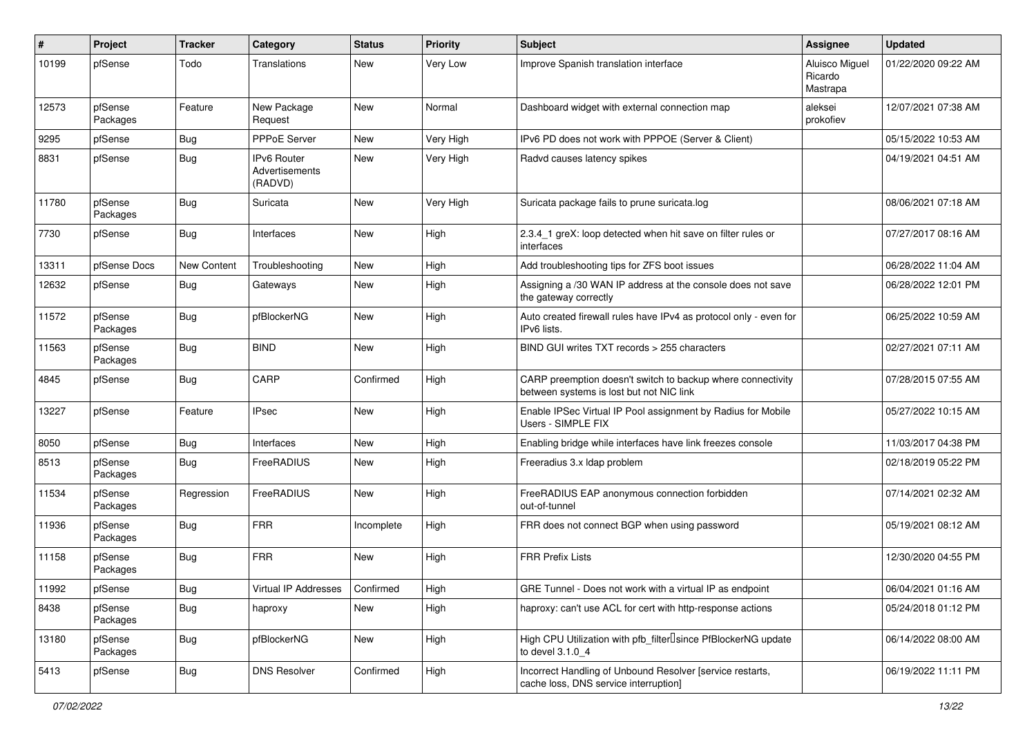| # | Project | Tracker | Category | Status | Priority | Subject | Assignee | Updated |
|---|---|---|---|---|---|---|---|---|
| 10199 | pfSense | Todo | Translations | New | Very Low | Improve Spanish translation interface | Aluisco Miguel Ricardo Mastrapa | 01/22/2020 09:22 AM |
| 12573 | pfSense Packages | Feature | New Package Request | New | Normal | Dashboard widget with external connection map | aleksei prokofiev | 12/07/2021 07:38 AM |
| 9295 | pfSense | Bug | PPPoE Server | New | Very High | IPv6 PD does not work with PPPOE (Server & Client) | | 05/15/2022 10:53 AM |
| 8831 | pfSense | Bug | IPv6 Router Advertisements (RADVD) | New | Very High | Radvd causes latency spikes | | 04/19/2021 04:51 AM |
| 11780 | pfSense Packages | Bug | Suricata | New | Very High | Suricata package fails to prune suricata.log | | 08/06/2021 07:18 AM |
| 7730 | pfSense | Bug | Interfaces | New | High | 2.3.4_1 greX: loop detected when hit save on filter rules or interfaces | | 07/27/2017 08:16 AM |
| 13311 | pfSense Docs | New Content | Troubleshooting | New | High | Add troubleshooting tips for ZFS boot issues | | 06/28/2022 11:04 AM |
| 12632 | pfSense | Bug | Gateways | New | High | Assigning a /30 WAN IP address at the console does not save the gateway correctly | | 06/28/2022 12:01 PM |
| 11572 | pfSense Packages | Bug | pfBlockerNG | New | High | Auto created firewall rules have IPv4 as protocol only - even for IPv6 lists. | | 06/25/2022 10:59 AM |
| 11563 | pfSense Packages | Bug | BIND | New | High | BIND GUI writes TXT records > 255 characters | | 02/27/2021 07:11 AM |
| 4845 | pfSense | Bug | CARP | Confirmed | High | CARP preemption doesn't switch to backup where connectivity between systems is lost but not NIC link | | 07/28/2015 07:55 AM |
| 13227 | pfSense | Feature | IPsec | New | High | Enable IPSec Virtual IP Pool assignment by Radius for Mobile Users - SIMPLE FIX | | 05/27/2022 10:15 AM |
| 8050 | pfSense | Bug | Interfaces | New | High | Enabling bridge while interfaces have link freezes console | | 11/03/2017 04:38 PM |
| 8513 | pfSense Packages | Bug | FreeRADIUS | New | High | Freeradius 3.x ldap problem | | 02/18/2019 05:22 PM |
| 11534 | pfSense Packages | Regression | FreeRADIUS | New | High | FreeRADIUS EAP anonymous connection forbidden out-of-tunnel | | 07/14/2021 02:32 AM |
| 11936 | pfSense Packages | Bug | FRR | Incomplete | High | FRR does not connect BGP when using password | | 05/19/2021 08:12 AM |
| 11158 | pfSense Packages | Bug | FRR | New | High | FRR Prefix Lists | | 12/30/2020 04:55 PM |
| 11992 | pfSense | Bug | Virtual IP Addresses | Confirmed | High | GRE Tunnel - Does not work with a virtual IP as endpoint | | 06/04/2021 01:16 AM |
| 8438 | pfSense Packages | Bug | haproxy | New | High | haproxy: can't use ACL for cert with http-response actions | | 05/24/2018 01:12 PM |
| 13180 | pfSense Packages | Bug | pfBlockerNG | New | High | High CPU Utilization with pfb_filter since PfBlockerNG update to devel 3.1.0_4 | | 06/14/2022 08:00 AM |
| 5413 | pfSense | Bug | DNS Resolver | Confirmed | High | Incorrect Handling of Unbound Resolver [service restarts, cache loss, DNS service interruption] | | 06/19/2022 11:11 PM |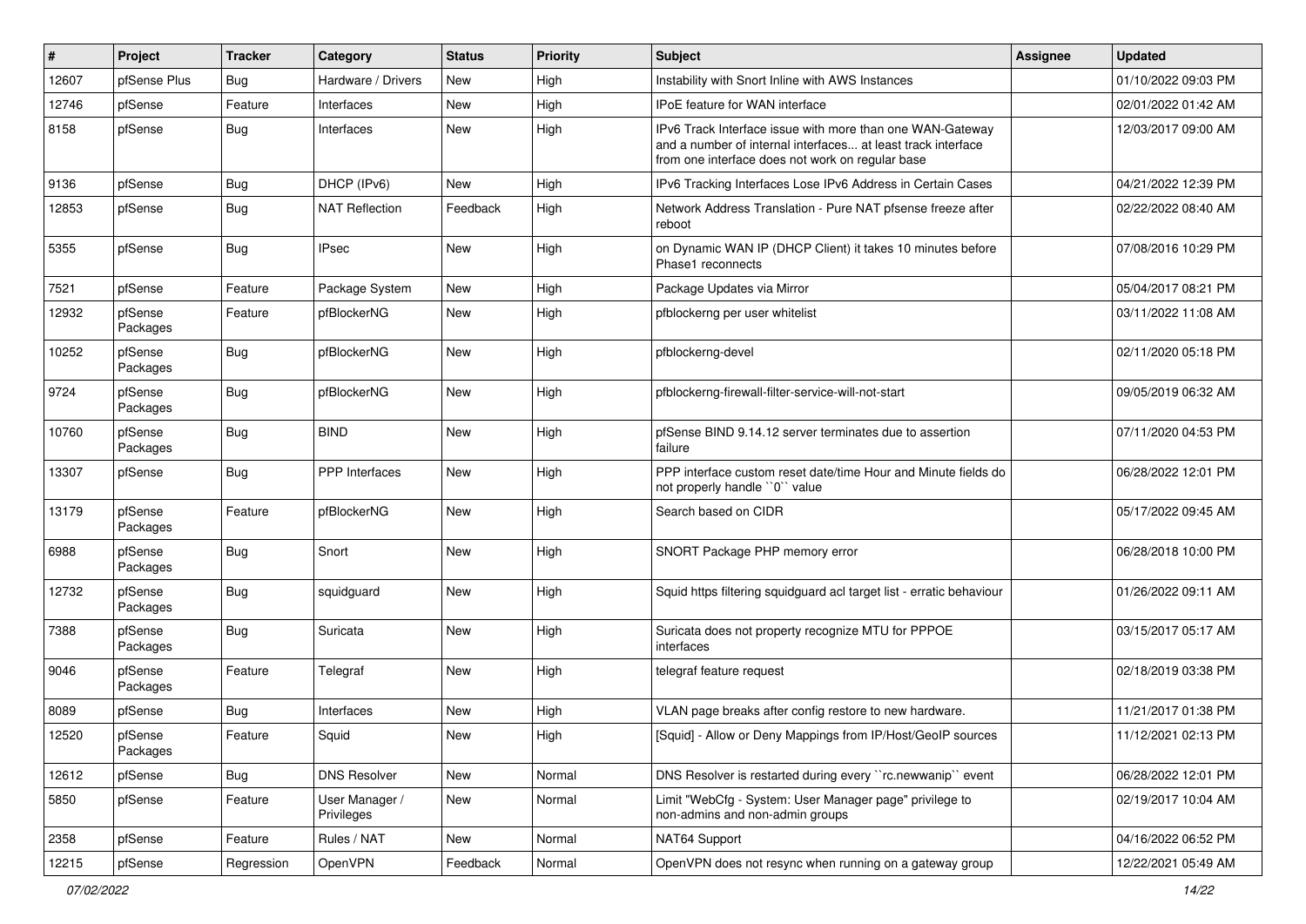| # | Project | Tracker | Category | Status | Priority | Subject | Assignee | Updated |
|---|---|---|---|---|---|---|---|---|
| 12607 | pfSense Plus | Bug | Hardware / Drivers | New | High | Instability with Snort Inline with AWS Instances | | 01/10/2022 09:03 PM |
| 12746 | pfSense | Feature | Interfaces | New | High | IPoE feature for WAN interface | | 02/01/2022 01:42 AM |
| 8158 | pfSense | Bug | Interfaces | New | High | IPv6 Track Interface issue with more than one WAN-Gateway and a number of internal interfaces... at least track interface from one interface does not work on regular base | | 12/03/2017 09:00 AM |
| 9136 | pfSense | Bug | DHCP (IPv6) | New | High | IPv6 Tracking Interfaces Lose IPv6 Address in Certain Cases | | 04/21/2022 12:39 PM |
| 12853 | pfSense | Bug | NAT Reflection | Feedback | High | Network Address Translation - Pure NAT pfsense freeze after reboot | | 02/22/2022 08:40 AM |
| 5355 | pfSense | Bug | IPsec | New | High | on Dynamic WAN IP (DHCP Client) it takes 10 minutes before Phase1 reconnects | | 07/08/2016 10:29 PM |
| 7521 | pfSense | Feature | Package System | New | High | Package Updates via Mirror | | 05/04/2017 08:21 PM |
| 12932 | pfSense Packages | Feature | pfBlockerNG | New | High | pfblockerng per user whitelist | | 03/11/2022 11:08 AM |
| 10252 | pfSense Packages | Bug | pfBlockerNG | New | High | pfblockerng-devel | | 02/11/2020 05:18 PM |
| 9724 | pfSense Packages | Bug | pfBlockerNG | New | High | pfblockerng-firewall-filter-service-will-not-start | | 09/05/2019 06:32 AM |
| 10760 | pfSense Packages | Bug | BIND | New | High | pfSense BIND 9.14.12 server terminates due to assertion failure | | 07/11/2020 04:53 PM |
| 13307 | pfSense | Bug | PPP Interfaces | New | High | PPP interface custom reset date/time Hour and Minute fields do not properly handle ``0`` value | | 06/28/2022 12:01 PM |
| 13179 | pfSense Packages | Feature | pfBlockerNG | New | High | Search based on CIDR | | 05/17/2022 09:45 AM |
| 6988 | pfSense Packages | Bug | Snort | New | High | SNORT Package PHP memory error | | 06/28/2018 10:00 PM |
| 12732 | pfSense Packages | Bug | squidguard | New | High | Squid https filtering squidguard acl target list - erratic behaviour | | 01/26/2022 09:11 AM |
| 7388 | pfSense Packages | Bug | Suricata | New | High | Suricata does not property recognize MTU for PPPOE interfaces | | 03/15/2017 05:17 AM |
| 9046 | pfSense Packages | Feature | Telegraf | New | High | telegraf feature request | | 02/18/2019 03:38 PM |
| 8089 | pfSense | Bug | Interfaces | New | High | VLAN page breaks after config restore to new hardware. | | 11/21/2017 01:38 PM |
| 12520 | pfSense Packages | Feature | Squid | New | High | [Squid] - Allow or Deny Mappings from IP/Host/GeoIP sources | | 11/12/2021 02:13 PM |
| 12612 | pfSense | Bug | DNS Resolver | New | Normal | DNS Resolver is restarted during every ``rc.newwanip`` event | | 06/28/2022 12:01 PM |
| 5850 | pfSense | Feature | User Manager / Privileges | New | Normal | Limit "WebCfg - System: User Manager page" privilege to non-admins and non-admin groups | | 02/19/2017 10:04 AM |
| 2358 | pfSense | Feature | Rules / NAT | New | Normal | NAT64 Support | | 04/16/2022 06:52 PM |
| 12215 | pfSense | Regression | OpenVPN | Feedback | Normal | OpenVPN does not resync when running on a gateway group | | 12/22/2021 05:49 AM |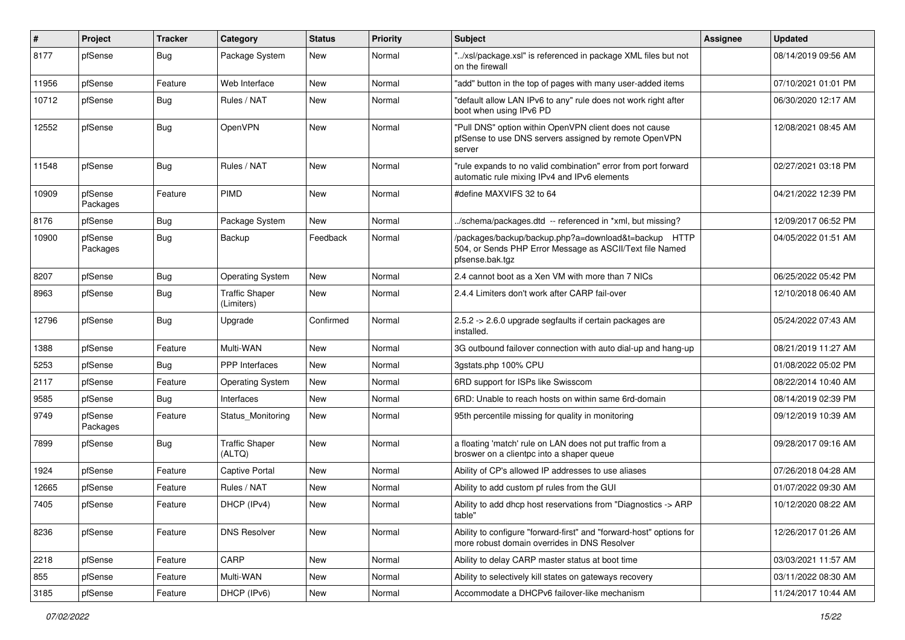| # | Project | Tracker | Category | Status | Priority | Subject | Assignee | Updated |
|---|---|---|---|---|---|---|---|---|
| 8177 | pfSense | Bug | Package System | New | Normal | "../xsl/package.xsl" is referenced in package XML files but not on the firewall | | 08/14/2019 09:56 AM |
| 11956 | pfSense | Feature | Web Interface | New | Normal | "add" button in the top of pages with many user-added items | | 07/10/2021 01:01 PM |
| 10712 | pfSense | Bug | Rules / NAT | New | Normal | "default allow LAN IPv6 to any" rule does not work right after boot when using IPv6 PD | | 06/30/2020 12:17 AM |
| 12552 | pfSense | Bug | OpenVPN | New | Normal | "Pull DNS" option within OpenVPN client does not cause pfSense to use DNS servers assigned by remote OpenVPN server | | 12/08/2021 08:45 AM |
| 11548 | pfSense | Bug | Rules / NAT | New | Normal | "rule expands to no valid combination" error from port forward automatic rule mixing IPv4 and IPv6 elements | | 02/27/2021 03:18 PM |
| 10909 | pfSense Packages | Feature | PIMD | New | Normal | #define MAXVIFS 32 to 64 | | 04/21/2022 12:39 PM |
| 8176 | pfSense | Bug | Package System | New | Normal | ../schema/packages.dtd -- referenced in *xml, but missing? | | 12/09/2017 06:52 PM |
| 10900 | pfSense Packages | Bug | Backup | Feedback | Normal | /packages/backup/backup.php?a=download&t=backup HTTP 504, or Sends PHP Error Message as ASCII/Text file Named pfsense.bak.tgz | | 04/05/2022 01:51 AM |
| 8207 | pfSense | Bug | Operating System | New | Normal | 2.4 cannot boot as a Xen VM with more than 7 NICs | | 06/25/2022 05:42 PM |
| 8963 | pfSense | Bug | Traffic Shaper (Limiters) | New | Normal | 2.4.4 Limiters don't work after CARP fail-over | | 12/10/2018 06:40 AM |
| 12796 | pfSense | Bug | Upgrade | Confirmed | Normal | 2.5.2 -> 2.6.0 upgrade segfaults if certain packages are installed. | | 05/24/2022 07:43 AM |
| 1388 | pfSense | Feature | Multi-WAN | New | Normal | 3G outbound failover connection with auto dial-up and hang-up | | 08/21/2019 11:27 AM |
| 5253 | pfSense | Bug | PPP Interfaces | New | Normal | 3gstats.php 100% CPU | | 01/08/2022 05:02 PM |
| 2117 | pfSense | Feature | Operating System | New | Normal | 6RD support for ISPs like Swisscom | | 08/22/2014 10:40 AM |
| 9585 | pfSense | Bug | Interfaces | New | Normal | 6RD: Unable to reach hosts on within same 6rd-domain | | 08/14/2019 02:39 PM |
| 9749 | pfSense Packages | Feature | Status_Monitoring | New | Normal | 95th percentile missing for quality in monitoring | | 09/12/2019 10:39 AM |
| 7899 | pfSense | Bug | Traffic Shaper (ALTQ) | New | Normal | a floating 'match' rule on LAN does not put traffic from a broswer on a clientpc into a shaper queue | | 09/28/2017 09:16 AM |
| 1924 | pfSense | Feature | Captive Portal | New | Normal | Ability of CP's allowed IP addresses to use aliases | | 07/26/2018 04:28 AM |
| 12665 | pfSense | Feature | Rules / NAT | New | Normal | Ability to add custom pf rules from the GUI | | 01/07/2022 09:30 AM |
| 7405 | pfSense | Feature | DHCP (IPv4) | New | Normal | Ability to add dhcp host reservations from "Diagnostics -> ARP table" | | 10/12/2020 08:22 AM |
| 8236 | pfSense | Feature | DNS Resolver | New | Normal | Ability to configure "forward-first" and "forward-host" options for more robust domain overrides in DNS Resolver | | 12/26/2017 01:26 AM |
| 2218 | pfSense | Feature | CARP | New | Normal | Ability to delay CARP master status at boot time | | 03/03/2021 11:57 AM |
| 855 | pfSense | Feature | Multi-WAN | New | Normal | Ability to selectively kill states on gateways recovery | | 03/11/2022 08:30 AM |
| 3185 | pfSense | Feature | DHCP (IPv6) | New | Normal | Accommodate a DHCPv6 failover-like mechanism | | 11/24/2017 10:44 AM |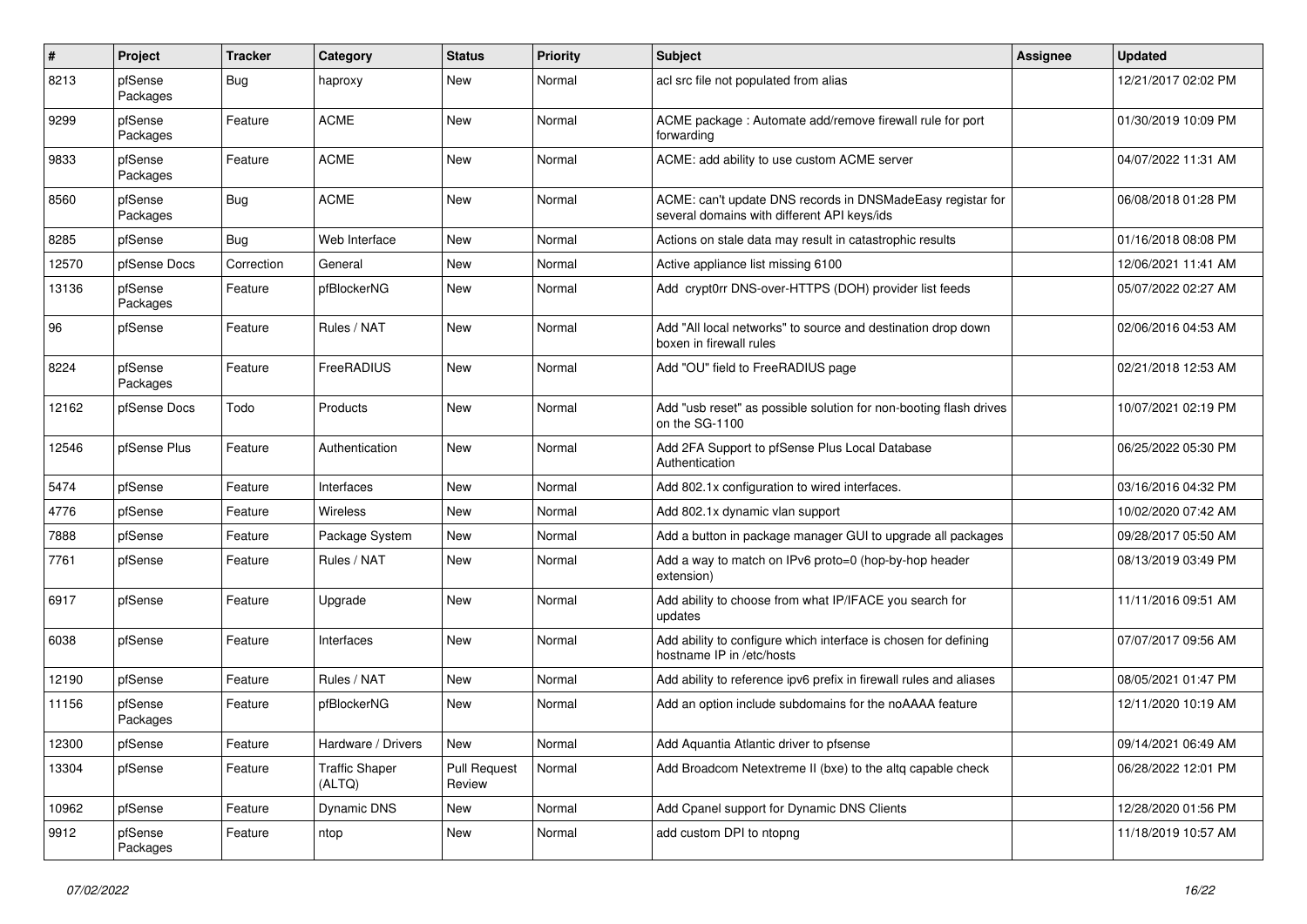| # | Project | Tracker | Category | Status | Priority | Subject | Assignee | Updated |
|---|---|---|---|---|---|---|---|---|
| 8213 | pfSense Packages | Bug | haproxy | New | Normal | acl src file not populated from alias | | 12/21/2017 02:02 PM |
| 9299 | pfSense Packages | Feature | ACME | New | Normal | ACME package : Automate add/remove firewall rule for port forwarding | | 01/30/2019 10:09 PM |
| 9833 | pfSense Packages | Feature | ACME | New | Normal | ACME: add ability to use custom ACME server | | 04/07/2022 11:31 AM |
| 8560 | pfSense Packages | Bug | ACME | New | Normal | ACME: can't update DNS records in DNSMadeEasy registar for several domains with different API keys/ids | | 06/08/2018 01:28 PM |
| 8285 | pfSense | Bug | Web Interface | New | Normal | Actions on stale data may result in catastrophic results | | 01/16/2018 08:08 PM |
| 12570 | pfSense Docs | Correction | General | New | Normal | Active appliance list missing 6100 | | 12/06/2021 11:41 AM |
| 13136 | pfSense Packages | Feature | pfBlockerNG | New | Normal | Add crypt0rr DNS-over-HTTPS (DOH) provider list feeds | | 05/07/2022 02:27 AM |
| 96 | pfSense | Feature | Rules / NAT | New | Normal | Add "All local networks" to source and destination drop down boxen in firewall rules | | 02/06/2016 04:53 AM |
| 8224 | pfSense Packages | Feature | FreeRADIUS | New | Normal | Add "OU" field to FreeRADIUS page | | 02/21/2018 12:53 AM |
| 12162 | pfSense Docs | Todo | Products | New | Normal | Add "usb reset" as possible solution for non-booting flash drives on the SG-1100 | | 10/07/2021 02:19 PM |
| 12546 | pfSense Plus | Feature | Authentication | New | Normal | Add 2FA Support to pfSense Plus Local Database Authentication | | 06/25/2022 05:30 PM |
| 5474 | pfSense | Feature | Interfaces | New | Normal | Add 802.1x configuration to wired interfaces. | | 03/16/2016 04:32 PM |
| 4776 | pfSense | Feature | Wireless | New | Normal | Add 802.1x dynamic vlan support | | 10/02/2020 07:42 AM |
| 7888 | pfSense | Feature | Package System | New | Normal | Add a button in package manager GUI to upgrade all packages | | 09/28/2017 05:50 AM |
| 7761 | pfSense | Feature | Rules / NAT | New | Normal | Add a way to match on IPv6 proto=0 (hop-by-hop header extension) | | 08/13/2019 03:49 PM |
| 6917 | pfSense | Feature | Upgrade | New | Normal | Add ability to choose from what IP/IFACE you search for updates | | 11/11/2016 09:51 AM |
| 6038 | pfSense | Feature | Interfaces | New | Normal | Add ability to configure which interface is chosen for defining hostname IP in /etc/hosts | | 07/07/2017 09:56 AM |
| 12190 | pfSense | Feature | Rules / NAT | New | Normal | Add ability to reference ipv6 prefix in firewall rules and aliases | | 08/05/2021 01:47 PM |
| 11156 | pfSense Packages | Feature | pfBlockerNG | New | Normal | Add an option include subdomains for the noAAAA feature | | 12/11/2020 10:19 AM |
| 12300 | pfSense | Feature | Hardware / Drivers | New | Normal | Add Aquantia Atlantic driver to pfsense | | 09/14/2021 06:49 AM |
| 13304 | pfSense | Feature | Traffic Shaper (ALTQ) | Pull Request Review | Normal | Add Broadcom Netextreme II (bxe) to the altq capable check | | 06/28/2022 12:01 PM |
| 10962 | pfSense | Feature | Dynamic DNS | New | Normal | Add Cpanel support for Dynamic DNS Clients | | 12/28/2020 01:56 PM |
| 9912 | pfSense Packages | Feature | ntop | New | Normal | add custom DPI to ntopng | | 11/18/2019 10:57 AM |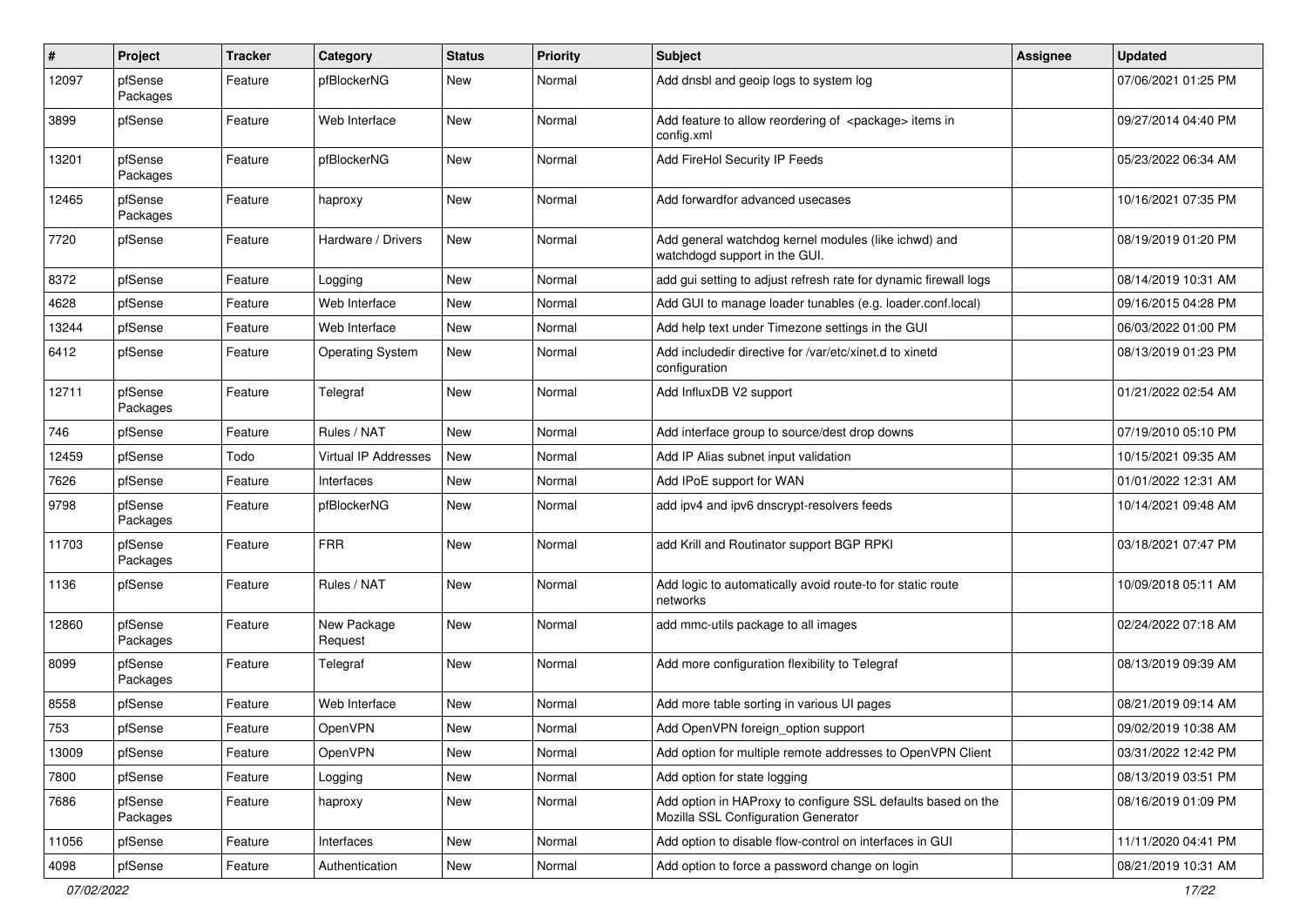| # | Project | Tracker | Category | Status | Priority | Subject | Assignee | Updated |
|---|---|---|---|---|---|---|---|---|
| 12097 | pfSense Packages | Feature | pfBlockerNG | New | Normal | Add dnsbl and geoip logs to system log | | 07/06/2021 01:25 PM |
| 3899 | pfSense | Feature | Web Interface | New | Normal | Add feature to allow reordering of <package> items in config.xml | | 09/27/2014 04:40 PM |
| 13201 | pfSense Packages | Feature | pfBlockerNG | New | Normal | Add FireHol Security IP Feeds | | 05/23/2022 06:34 AM |
| 12465 | pfSense Packages | Feature | haproxy | New | Normal | Add forwardfor advanced usecases | | 10/16/2021 07:35 PM |
| 7720 | pfSense | Feature | Hardware / Drivers | New | Normal | Add general watchdog kernel modules (like ichwd) and watchdogd support in the GUI. | | 08/19/2019 01:20 PM |
| 8372 | pfSense | Feature | Logging | New | Normal | add gui setting to adjust refresh rate for dynamic firewall logs | | 08/14/2019 10:31 AM |
| 4628 | pfSense | Feature | Web Interface | New | Normal | Add GUI to manage loader tunables (e.g. loader.conf.local) | | 09/16/2015 04:28 PM |
| 13244 | pfSense | Feature | Web Interface | New | Normal | Add help text under Timezone settings in the GUI | | 06/03/2022 01:00 PM |
| 6412 | pfSense | Feature | Operating System | New | Normal | Add includedir directive for /var/etc/xinet.d to xinetd configuration | | 08/13/2019 01:23 PM |
| 12711 | pfSense Packages | Feature | Telegraf | New | Normal | Add InfluxDB V2 support | | 01/21/2022 02:54 AM |
| 746 | pfSense | Feature | Rules / NAT | New | Normal | Add interface group to source/dest drop downs | | 07/19/2010 05:10 PM |
| 12459 | pfSense | Todo | Virtual IP Addresses | New | Normal | Add IP Alias subnet input validation | | 10/15/2021 09:35 AM |
| 7626 | pfSense | Feature | Interfaces | New | Normal | Add IPoE support for WAN | | 01/01/2022 12:31 AM |
| 9798 | pfSense Packages | Feature | pfBlockerNG | New | Normal | add ipv4 and ipv6 dnscrypt-resolvers feeds | | 10/14/2021 09:48 AM |
| 11703 | pfSense Packages | Feature | FRR | New | Normal | add Krill and Routinator support BGP RPKI | | 03/18/2021 07:47 PM |
| 1136 | pfSense | Feature | Rules / NAT | New | Normal | Add logic to automatically avoid route-to for static route networks | | 10/09/2018 05:11 AM |
| 12860 | pfSense Packages | Feature | New Package Request | New | Normal | add mmc-utils package to all images | | 02/24/2022 07:18 AM |
| 8099 | pfSense Packages | Feature | Telegraf | New | Normal | Add more configuration flexibility to Telegraf | | 08/13/2019 09:39 AM |
| 8558 | pfSense | Feature | Web Interface | New | Normal | Add more table sorting in various UI pages | | 08/21/2019 09:14 AM |
| 753 | pfSense | Feature | OpenVPN | New | Normal | Add OpenVPN foreign_option support | | 09/02/2019 10:38 AM |
| 13009 | pfSense | Feature | OpenVPN | New | Normal | Add option for multiple remote addresses to OpenVPN Client | | 03/31/2022 12:42 PM |
| 7800 | pfSense | Feature | Logging | New | Normal | Add option for state logging | | 08/13/2019 03:51 PM |
| 7686 | pfSense Packages | Feature | haproxy | New | Normal | Add option in HAProxy to configure SSL defaults based on the Mozilla SSL Configuration Generator | | 08/16/2019 01:09 PM |
| 11056 | pfSense | Feature | Interfaces | New | Normal | Add option to disable flow-control on interfaces in GUI | | 11/11/2020 04:41 PM |
| 4098 | pfSense | Feature | Authentication | New | Normal | Add option to force a password change on login | | 08/21/2019 10:31 AM |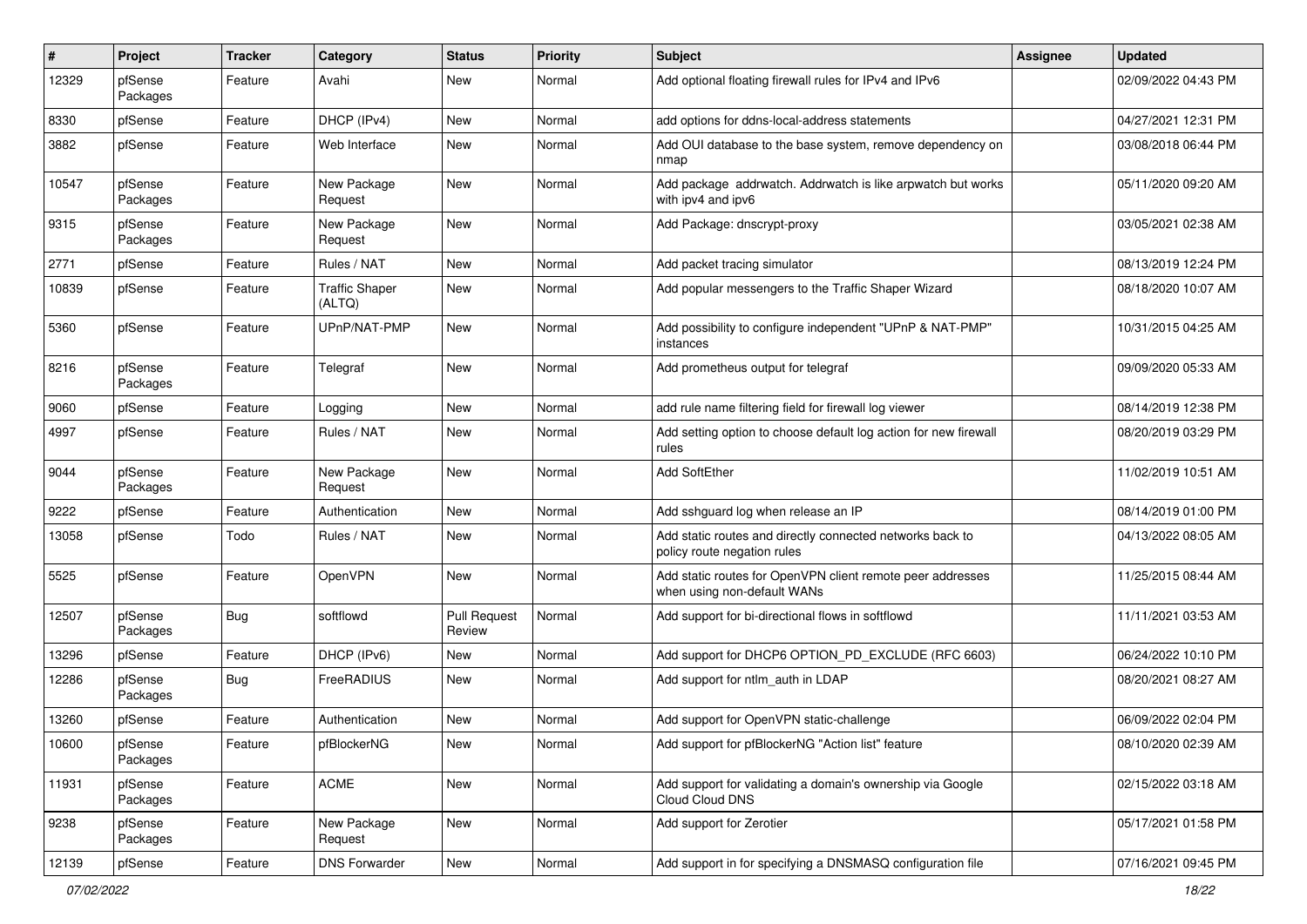| # | Project | Tracker | Category | Status | Priority | Subject | Assignee | Updated |
|---|---|---|---|---|---|---|---|---|
| 12329 | pfSense Packages | Feature | Avahi | New | Normal | Add optional floating firewall rules for IPv4 and IPv6 | | 02/09/2022 04:43 PM |
| 8330 | pfSense | Feature | DHCP (IPv4) | New | Normal | add options for ddns-local-address statements | | 04/27/2021 12:31 PM |
| 3882 | pfSense | Feature | Web Interface | New | Normal | Add OUI database to the base system, remove dependency on nmap | | 03/08/2018 06:44 PM |
| 10547 | pfSense Packages | Feature | New Package Request | New | Normal | Add package addrwatch. Addrwatch is like arpwatch but works with ipv4 and ipv6 | | 05/11/2020 09:20 AM |
| 9315 | pfSense Packages | Feature | New Package Request | New | Normal | Add Package: dnscrypt-proxy | | 03/05/2021 02:38 AM |
| 2771 | pfSense | Feature | Rules / NAT | New | Normal | Add packet tracing simulator | | 08/13/2019 12:24 PM |
| 10839 | pfSense | Feature | Traffic Shaper (ALTQ) | New | Normal | Add popular messengers to the Traffic Shaper Wizard | | 08/18/2020 10:07 AM |
| 5360 | pfSense | Feature | UPnP/NAT-PMP | New | Normal | Add possibility to configure independent "UPnP & NAT-PMP" instances | | 10/31/2015 04:25 AM |
| 8216 | pfSense Packages | Feature | Telegraf | New | Normal | Add prometheus output for telegraf | | 09/09/2020 05:33 AM |
| 9060 | pfSense | Feature | Logging | New | Normal | add rule name filtering field for firewall log viewer | | 08/14/2019 12:38 PM |
| 4997 | pfSense | Feature | Rules / NAT | New | Normal | Add setting option to choose default log action for new firewall rules | | 08/20/2019 03:29 PM |
| 9044 | pfSense Packages | Feature | New Package Request | New | Normal | Add SoftEther | | 11/02/2019 10:51 AM |
| 9222 | pfSense | Feature | Authentication | New | Normal | Add sshguard log when release an IP | | 08/14/2019 01:00 PM |
| 13058 | pfSense | Todo | Rules / NAT | New | Normal | Add static routes and directly connected networks back to policy route negation rules | | 04/13/2022 08:05 AM |
| 5525 | pfSense | Feature | OpenVPN | New | Normal | Add static routes for OpenVPN client remote peer addresses when using non-default WANs | | 11/25/2015 08:44 AM |
| 12507 | pfSense Packages | Bug | softflowd | Pull Request Review | Normal | Add support for bi-directional flows in softflowd | | 11/11/2021 03:53 AM |
| 13296 | pfSense | Feature | DHCP (IPv6) | New | Normal | Add support for DHCP6 OPTION_PD_EXCLUDE (RFC 6603) | | 06/24/2022 10:10 PM |
| 12286 | pfSense Packages | Bug | FreeRADIUS | New | Normal | Add support for ntlm_auth in LDAP | | 08/20/2021 08:27 AM |
| 13260 | pfSense | Feature | Authentication | New | Normal | Add support for OpenVPN static-challenge | | 06/09/2022 02:04 PM |
| 10600 | pfSense Packages | Feature | pfBlockerNG | New | Normal | Add support for pfBlockerNG "Action list" feature | | 08/10/2020 02:39 AM |
| 11931 | pfSense Packages | Feature | ACME | New | Normal | Add support for validating a domain's ownership via Google Cloud Cloud DNS | | 02/15/2022 03:18 AM |
| 9238 | pfSense Packages | Feature | New Package Request | New | Normal | Add support for Zerotier | | 05/17/2021 01:58 PM |
| 12139 | pfSense | Feature | DNS Forwarder | New | Normal | Add support in for specifying a DNSMASQ configuration file | | 07/16/2021 09:45 PM |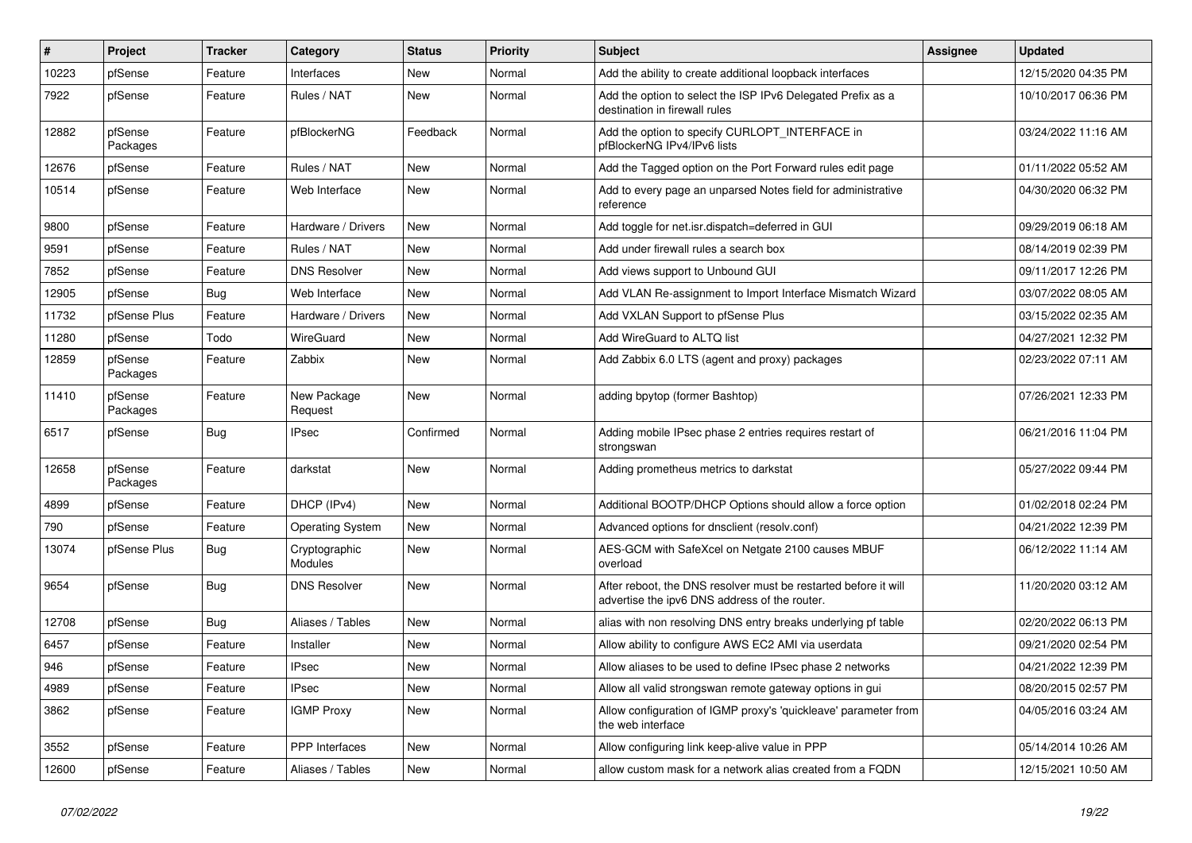| # | Project | Tracker | Category | Status | Priority | Subject | Assignee | Updated |
|---|---|---|---|---|---|---|---|---|
| 10223 | pfSense | Feature | Interfaces | New | Normal | Add the ability to create additional loopback interfaces | | 12/15/2020 04:35 PM |
| 7922 | pfSense | Feature | Rules / NAT | New | Normal | Add the option to select the ISP IPv6 Delegated Prefix as a destination in firewall rules | | 10/10/2017 06:36 PM |
| 12882 | pfSense Packages | Feature | pfBlockerNG | Feedback | Normal | Add the option to specify CURLOPT_INTERFACE in pfBlockerNG IPv4/IPv6 lists | | 03/24/2022 11:16 AM |
| 12676 | pfSense | Feature | Rules / NAT | New | Normal | Add the Tagged option on the Port Forward rules edit page | | 01/11/2022 05:52 AM |
| 10514 | pfSense | Feature | Web Interface | New | Normal | Add to every page an unparsed Notes field for administrative reference | | 04/30/2020 06:32 PM |
| 9800 | pfSense | Feature | Hardware / Drivers | New | Normal | Add toggle for net.isr.dispatch=deferred in GUI | | 09/29/2019 06:18 AM |
| 9591 | pfSense | Feature | Rules / NAT | New | Normal | Add under firewall rules a search box | | 08/14/2019 02:39 PM |
| 7852 | pfSense | Feature | DNS Resolver | New | Normal | Add views support to Unbound GUI | | 09/11/2017 12:26 PM |
| 12905 | pfSense | Bug | Web Interface | New | Normal | Add VLAN Re-assignment to Import Interface Mismatch Wizard | | 03/07/2022 08:05 AM |
| 11732 | pfSense Plus | Feature | Hardware / Drivers | New | Normal | Add VXLAN Support to pfSense Plus | | 03/15/2022 02:35 AM |
| 11280 | pfSense | Todo | WireGuard | New | Normal | Add WireGuard to ALTQ list | | 04/27/2021 12:32 PM |
| 12859 | pfSense Packages | Feature | Zabbix | New | Normal | Add Zabbix 6.0 LTS (agent and proxy) packages | | 02/23/2022 07:11 AM |
| 11410 | pfSense Packages | Feature | New Package Request | New | Normal | adding bpytop (former Bashtop) | | 07/26/2021 12:33 PM |
| 6517 | pfSense | Bug | IPsec | Confirmed | Normal | Adding mobile IPsec phase 2 entries requires restart of strongswan | | 06/21/2016 11:04 PM |
| 12658 | pfSense Packages | Feature | darkstat | New | Normal | Adding prometheus metrics to darkstat | | 05/27/2022 09:44 PM |
| 4899 | pfSense | Feature | DHCP (IPv4) | New | Normal | Additional BOOTP/DHCP Options should allow a force option | | 01/02/2018 02:24 PM |
| 790 | pfSense | Feature | Operating System | New | Normal | Advanced options for dnsclient (resolv.conf) | | 04/21/2022 12:39 PM |
| 13074 | pfSense Plus | Bug | Cryptographic Modules | New | Normal | AES-GCM with SafeXcel on Netgate 2100 causes MBUF overload | | 06/12/2022 11:14 AM |
| 9654 | pfSense | Bug | DNS Resolver | New | Normal | After reboot, the DNS resolver must be restarted before it will advertise the ipv6 DNS address of the router. | | 11/20/2020 03:12 AM |
| 12708 | pfSense | Bug | Aliases / Tables | New | Normal | alias with non resolving DNS entry breaks underlying pf table | | 02/20/2022 06:13 PM |
| 6457 | pfSense | Feature | Installer | New | Normal | Allow ability to configure AWS EC2 AMI via userdata | | 09/21/2020 02:54 PM |
| 946 | pfSense | Feature | IPsec | New | Normal | Allow aliases to be used to define IPsec phase 2 networks | | 04/21/2022 12:39 PM |
| 4989 | pfSense | Feature | IPsec | New | Normal | Allow all valid strongswan remote gateway options in gui | | 08/20/2015 02:57 PM |
| 3862 | pfSense | Feature | IGMP Proxy | New | Normal | Allow configuration of IGMP proxy's 'quickleave' parameter from the web interface | | 04/05/2016 03:24 AM |
| 3552 | pfSense | Feature | PPP Interfaces | New | Normal | Allow configuring link keep-alive value in PPP | | 05/14/2014 10:26 AM |
| 12600 | pfSense | Feature | Aliases / Tables | New | Normal | allow custom mask for a network alias created from a FQDN | | 12/15/2021 10:50 AM |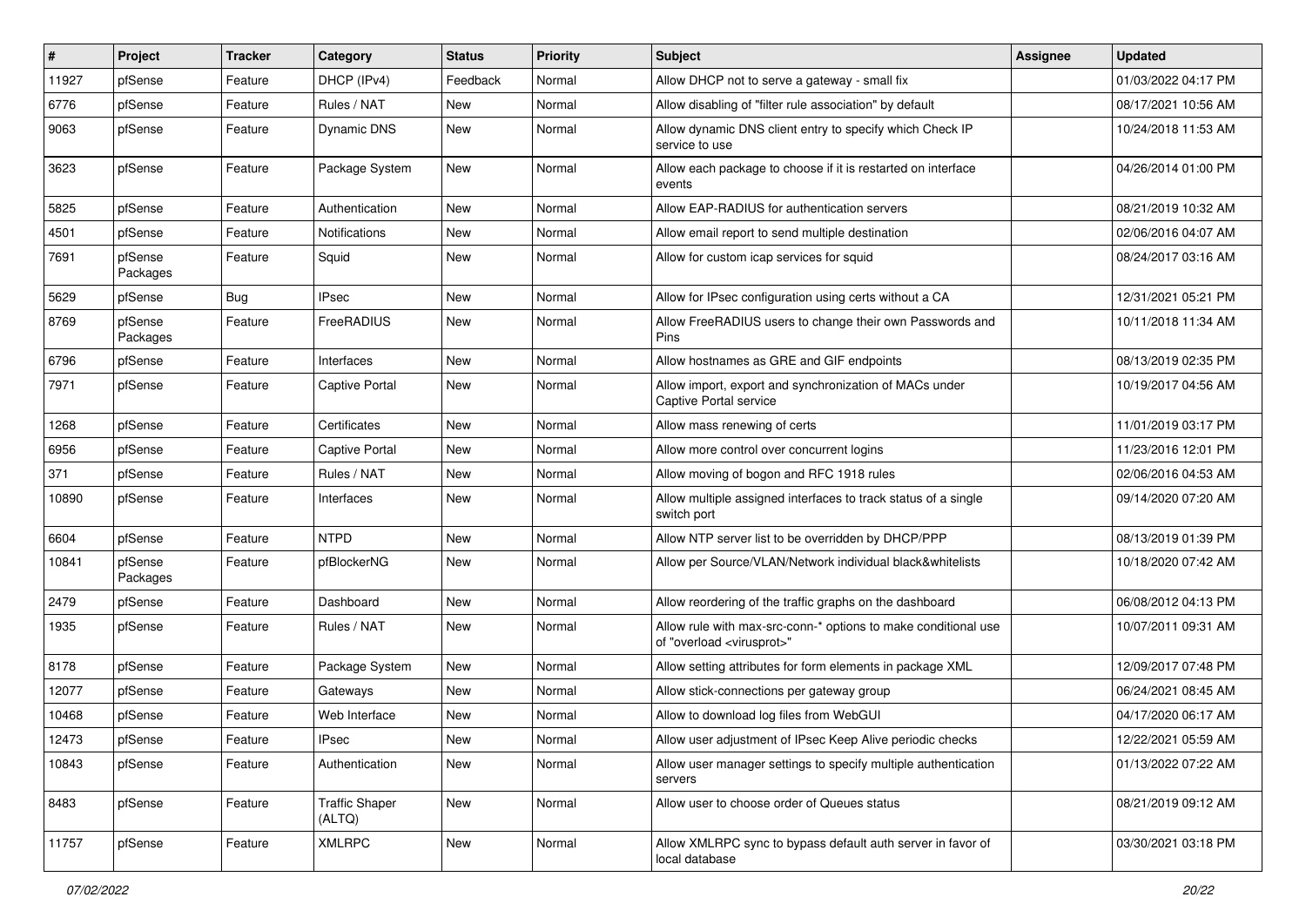| # | Project | Tracker | Category | Status | Priority | Subject | Assignee | Updated |
|---|---|---|---|---|---|---|---|---|
| 11927 | pfSense | Feature | DHCP (IPv4) | Feedback | Normal | Allow DHCP not to serve a gateway - small fix | | 01/03/2022 04:17 PM |
| 6776 | pfSense | Feature | Rules / NAT | New | Normal | Allow disabling of "filter rule association" by default | | 08/17/2021 10:56 AM |
| 9063 | pfSense | Feature | Dynamic DNS | New | Normal | Allow dynamic DNS client entry to specify which Check IP service to use | | 10/24/2018 11:53 AM |
| 3623 | pfSense | Feature | Package System | New | Normal | Allow each package to choose if it is restarted on interface events | | 04/26/2014 01:00 PM |
| 5825 | pfSense | Feature | Authentication | New | Normal | Allow EAP-RADIUS for authentication servers | | 08/21/2019 10:32 AM |
| 4501 | pfSense | Feature | Notifications | New | Normal | Allow email report to send multiple destination | | 02/06/2016 04:07 AM |
| 7691 | pfSense Packages | Feature | Squid | New | Normal | Allow for custom icap services for squid | | 08/24/2017 03:16 AM |
| 5629 | pfSense | Bug | IPsec | New | Normal | Allow for IPsec configuration using certs without a CA | | 12/31/2021 05:21 PM |
| 8769 | pfSense Packages | Feature | FreeRADIUS | New | Normal | Allow FreeRADIUS users to change their own Passwords and Pins | | 10/11/2018 11:34 AM |
| 6796 | pfSense | Feature | Interfaces | New | Normal | Allow hostnames as GRE and GIF endpoints | | 08/13/2019 02:35 PM |
| 7971 | pfSense | Feature | Captive Portal | New | Normal | Allow import, export and synchronization of MACs under Captive Portal service | | 10/19/2017 04:56 AM |
| 1268 | pfSense | Feature | Certificates | New | Normal | Allow mass renewing of certs | | 11/01/2019 03:17 PM |
| 6956 | pfSense | Feature | Captive Portal | New | Normal | Allow more control over concurrent logins | | 11/23/2016 12:01 PM |
| 371 | pfSense | Feature | Rules / NAT | New | Normal | Allow moving of bogon and RFC 1918 rules | | 02/06/2016 04:53 AM |
| 10890 | pfSense | Feature | Interfaces | New | Normal | Allow multiple assigned interfaces to track status of a single switch port | | 09/14/2020 07:20 AM |
| 6604 | pfSense | Feature | NTPD | New | Normal | Allow NTP server list to be overridden by DHCP/PPP | | 08/13/2019 01:39 PM |
| 10841 | pfSense Packages | Feature | pfBlockerNG | New | Normal | Allow per Source/VLAN/Network individual black&whitelists | | 10/18/2020 07:42 AM |
| 2479 | pfSense | Feature | Dashboard | New | Normal | Allow reordering of the traffic graphs on the dashboard | | 06/08/2012 04:13 PM |
| 1935 | pfSense | Feature | Rules / NAT | New | Normal | Allow rule with max-src-conn-* options to make conditional use of "overload <virusprot>" | | 10/07/2011 09:31 AM |
| 8178 | pfSense | Feature | Package System | New | Normal | Allow setting attributes for form elements in package XML | | 12/09/2017 07:48 PM |
| 12077 | pfSense | Feature | Gateways | New | Normal | Allow stick-connections per gateway group | | 06/24/2021 08:45 AM |
| 10468 | pfSense | Feature | Web Interface | New | Normal | Allow to download log files from WebGUI | | 04/17/2020 06:17 AM |
| 12473 | pfSense | Feature | IPsec | New | Normal | Allow user adjustment of IPsec Keep Alive periodic checks | | 12/22/2021 05:59 AM |
| 10843 | pfSense | Feature | Authentication | New | Normal | Allow user manager settings to specify multiple authentication servers | | 01/13/2022 07:22 AM |
| 8483 | pfSense | Feature | Traffic Shaper (ALTQ) | New | Normal | Allow user to choose order of Queues status | | 08/21/2019 09:12 AM |
| 11757 | pfSense | Feature | XMLRPC | New | Normal | Allow XMLRPC sync to bypass default auth server in favor of local database | | 03/30/2021 03:18 PM |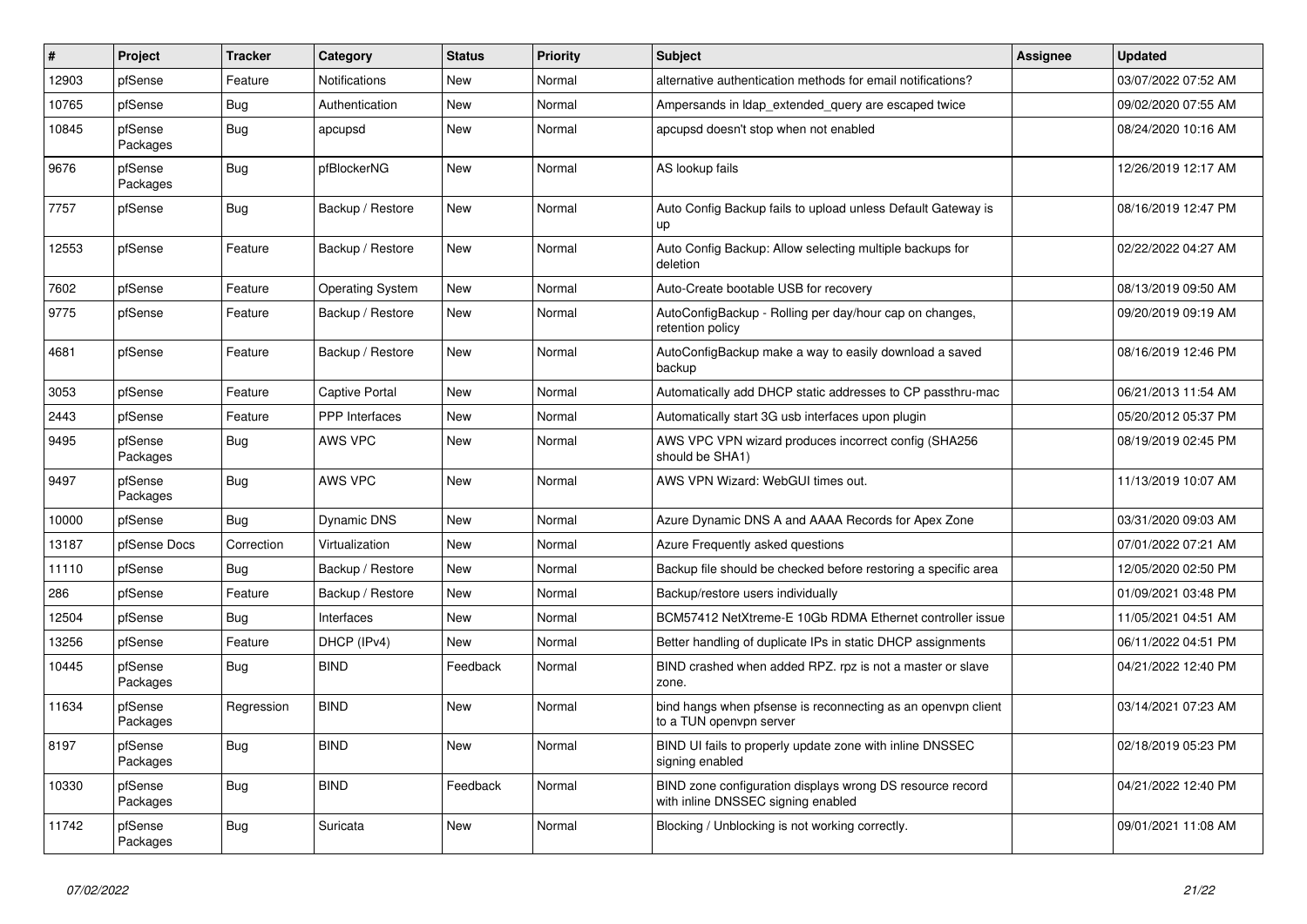| # | Project | Tracker | Category | Status | Priority | Subject | Assignee | Updated |
|---|---|---|---|---|---|---|---|---|
| 12903 | pfSense | Feature | Notifications | New | Normal | alternative authentication methods for email notifications? | | 03/07/2022 07:52 AM |
| 10765 | pfSense | Bug | Authentication | New | Normal | Ampersands in ldap_extended_query are escaped twice | | 09/02/2020 07:55 AM |
| 10845 | pfSense Packages | Bug | apcupsd | New | Normal | apcupsd doesn't stop when not enabled | | 08/24/2020 10:16 AM |
| 9676 | pfSense Packages | Bug | pfBlockerNG | New | Normal | AS lookup fails | | 12/26/2019 12:17 AM |
| 7757 | pfSense | Bug | Backup / Restore | New | Normal | Auto Config Backup fails to upload unless Default Gateway is up | | 08/16/2019 12:47 PM |
| 12553 | pfSense | Feature | Backup / Restore | New | Normal | Auto Config Backup: Allow selecting multiple backups for deletion | | 02/22/2022 04:27 AM |
| 7602 | pfSense | Feature | Operating System | New | Normal | Auto-Create bootable USB for recovery | | 08/13/2019 09:50 AM |
| 9775 | pfSense | Feature | Backup / Restore | New | Normal | AutoConfigBackup - Rolling per day/hour cap on changes, retention policy | | 09/20/2019 09:19 AM |
| 4681 | pfSense | Feature | Backup / Restore | New | Normal | AutoConfigBackup make a way to easily download a saved backup | | 08/16/2019 12:46 PM |
| 3053 | pfSense | Feature | Captive Portal | New | Normal | Automatically add DHCP static addresses to CP passthru-mac | | 06/21/2013 11:54 AM |
| 2443 | pfSense | Feature | PPP Interfaces | New | Normal | Automatically start 3G usb interfaces upon plugin | | 05/20/2012 05:37 PM |
| 9495 | pfSense Packages | Bug | AWS VPC | New | Normal | AWS VPC VPN wizard produces incorrect config (SHA256 should be SHA1) | | 08/19/2019 02:45 PM |
| 9497 | pfSense Packages | Bug | AWS VPC | New | Normal | AWS VPN Wizard: WebGUI times out. | | 11/13/2019 10:07 AM |
| 10000 | pfSense | Bug | Dynamic DNS | New | Normal | Azure Dynamic DNS A and AAAA Records for Apex Zone | | 03/31/2020 09:03 AM |
| 13187 | pfSense Docs | Correction | Virtualization | New | Normal | Azure Frequently asked questions | | 07/01/2022 07:21 AM |
| 11110 | pfSense | Bug | Backup / Restore | New | Normal | Backup file should be checked before restoring a specific area | | 12/05/2020 02:50 PM |
| 286 | pfSense | Feature | Backup / Restore | New | Normal | Backup/restore users individually | | 01/09/2021 03:48 PM |
| 12504 | pfSense | Bug | Interfaces | New | Normal | BCM57412 NetXtreme-E 10Gb RDMA Ethernet controller issue | | 11/05/2021 04:51 AM |
| 13256 | pfSense | Feature | DHCP (IPv4) | New | Normal | Better handling of duplicate IPs in static DHCP assignments | | 06/11/2022 04:51 PM |
| 10445 | pfSense Packages | Bug | BIND | Feedback | Normal | BIND crashed when added RPZ. rpz is not a master or slave zone. | | 04/21/2022 12:40 PM |
| 11634 | pfSense Packages | Regression | BIND | New | Normal | bind hangs when pfsense is reconnecting as an openvpn client to a TUN openvpn server | | 03/14/2021 07:23 AM |
| 8197 | pfSense Packages | Bug | BIND | New | Normal | BIND UI fails to properly update zone with inline DNSSEC signing enabled | | 02/18/2019 05:23 PM |
| 10330 | pfSense Packages | Bug | BIND | Feedback | Normal | BIND zone configuration displays wrong DS resource record with inline DNSSEC signing enabled | | 04/21/2022 12:40 PM |
| 11742 | pfSense Packages | Bug | Suricata | New | Normal | Blocking / Unblocking is not working correctly. | | 09/01/2021 11:08 AM |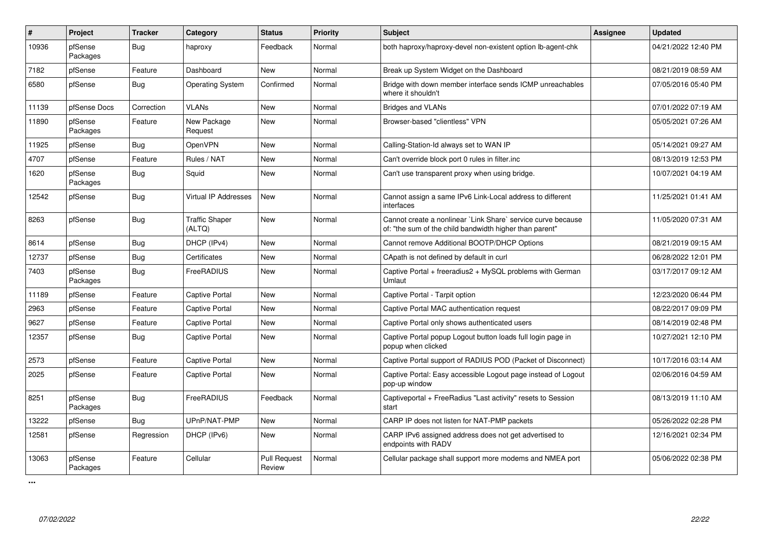| # | Project | Tracker | Category | Status | Priority | Subject | Assignee | Updated |
|---|---|---|---|---|---|---|---|---|
| 10936 | pfSense Packages | Bug | haproxy | Feedback | Normal | both haproxy/haproxy-devel non-existent option lb-agent-chk | | 04/21/2022 12:40 PM |
| 7182 | pfSense | Feature | Dashboard | New | Normal | Break up System Widget on the Dashboard | | 08/21/2019 08:59 AM |
| 6580 | pfSense | Bug | Operating System | Confirmed | Normal | Bridge with down member interface sends ICMP unreachables where it shouldn't | | 07/05/2016 05:40 PM |
| 11139 | pfSense Docs | Correction | VLANs | New | Normal | Bridges and VLANs | | 07/01/2022 07:19 AM |
| 11890 | pfSense Packages | Feature | New Package Request | New | Normal | Browser-based "clientless" VPN | | 05/05/2021 07:26 AM |
| 11925 | pfSense | Bug | OpenVPN | New | Normal | Calling-Station-Id always set to WAN IP | | 05/14/2021 09:27 AM |
| 4707 | pfSense | Feature | Rules / NAT | New | Normal | Can't override block port 0 rules in filter.inc | | 08/13/2019 12:53 PM |
| 1620 | pfSense Packages | Bug | Squid | New | Normal | Can't use transparent proxy when using bridge. | | 10/07/2021 04:19 AM |
| 12542 | pfSense | Bug | Virtual IP Addresses | New | Normal | Cannot assign a same IPv6 Link-Local address to different interfaces | | 11/25/2021 01:41 AM |
| 8263 | pfSense | Bug | Traffic Shaper (ALTQ) | New | Normal | Cannot create a nonlinear `Link Share` service curve because of: "the sum of the child bandwidth higher than parent" | | 11/05/2020 07:31 AM |
| 8614 | pfSense | Bug | DHCP (IPv4) | New | Normal | Cannot remove Additional BOOTP/DHCP Options | | 08/21/2019 09:15 AM |
| 12737 | pfSense | Bug | Certificates | New | Normal | CApath is not defined by default in curl | | 06/28/2022 12:01 PM |
| 7403 | pfSense Packages | Bug | FreeRADIUS | New | Normal | Captive Portal + freeradius2 + MySQL problems with German Umlaut | | 03/17/2017 09:12 AM |
| 11189 | pfSense | Feature | Captive Portal | New | Normal | Captive Portal - Tarpit option | | 12/23/2020 06:44 PM |
| 2963 | pfSense | Feature | Captive Portal | New | Normal | Captive Portal MAC authentication request | | 08/22/2017 09:09 PM |
| 9627 | pfSense | Feature | Captive Portal | New | Normal | Captive Portal only shows authenticated users | | 08/14/2019 02:48 PM |
| 12357 | pfSense | Bug | Captive Portal | New | Normal | Captive Portal popup Logout button loads full login page in popup when clicked | | 10/27/2021 12:10 PM |
| 2573 | pfSense | Feature | Captive Portal | New | Normal | Captive Portal support of RADIUS POD (Packet of Disconnect) | | 10/17/2016 03:14 AM |
| 2025 | pfSense | Feature | Captive Portal | New | Normal | Captive Portal: Easy accessible Logout page instead of Logout pop-up window | | 02/06/2016 04:59 AM |
| 8251 | pfSense Packages | Bug | FreeRADIUS | Feedback | Normal | Captiveportal + FreeRadius "Last activity" resets to Session start | | 08/13/2019 11:10 AM |
| 13222 | pfSense | Bug | UPnP/NAT-PMP | New | Normal | CARP IP does not listen for NAT-PMP packets | | 05/26/2022 02:28 PM |
| 12581 | pfSense | Regression | DHCP (IPv6) | New | Normal | CARP IPv6 assigned address does not get advertised to endpoints with RADV | | 12/16/2021 02:34 PM |
| 13063 | pfSense Packages | Feature | Cellular | Pull Request Review | Normal | Cellular package shall support more modems and NMEA port | | 05/06/2022 02:38 PM |

...